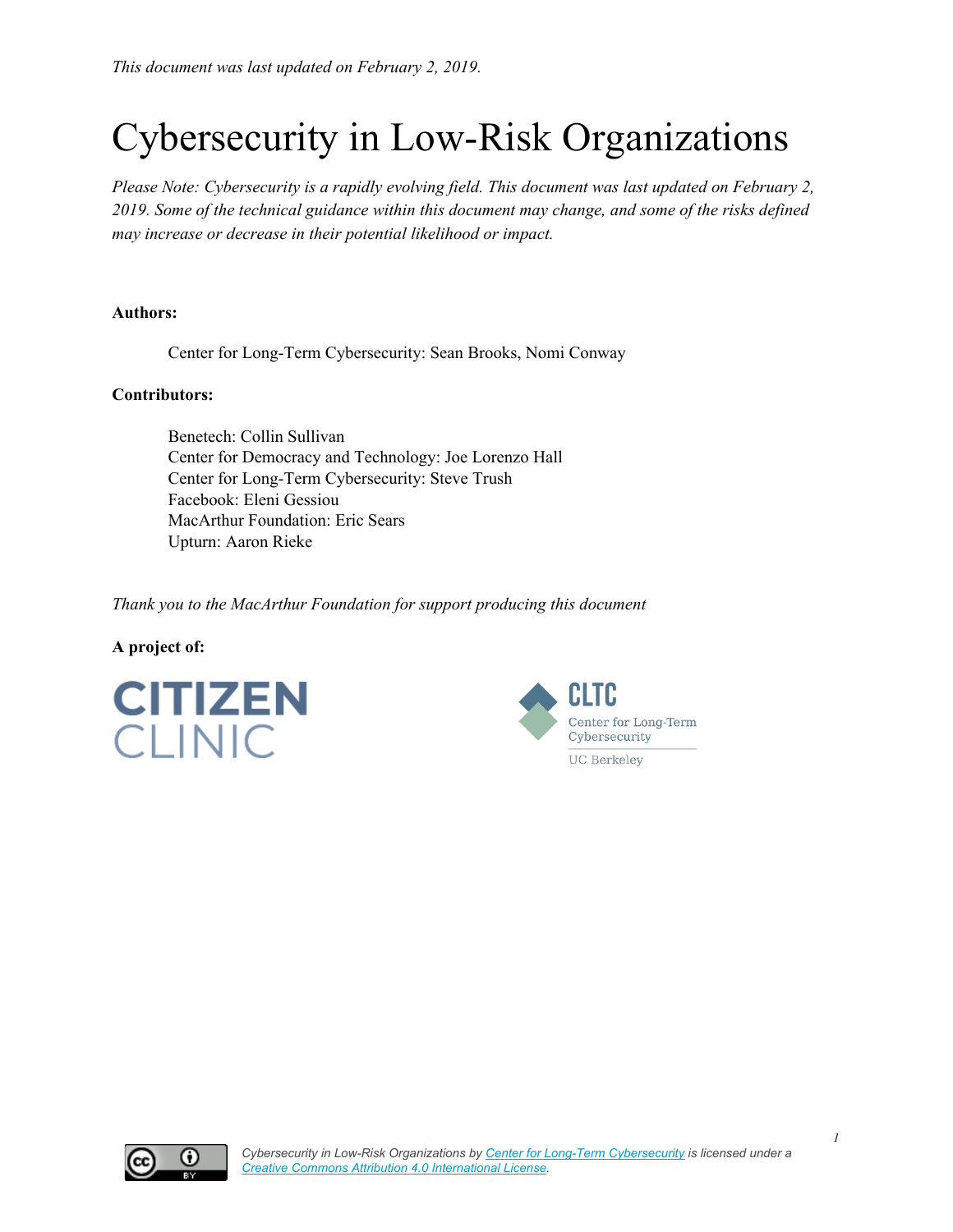*This document was last updated on February 2, 2019.*

# Cybersecurity in Low-Risk Organizations

*Please Note: Cybersecurity is a rapidly evolving field. This document was last updated on February 2, 2019. Some of the technical guidance within this document may change, and some of the risks defined may increase or decrease in their potential likelihood or impact.*

**Authors:**

Center for Long-Term Cybersecurity: Sean Brooks, Nomi Conway

**Contributors:**

Benetech: Collin Sullivan
Center for Democracy and Technology: Joe Lorenzo Hall
Center for Long-Term Cybersecurity: Steve Trush
Facebook: Eleni Gessiou
MacArthur Foundation: Eric Sears
Upturn: Aaron Rieke

*Thank you to the MacArthur Foundation for support producing this document*

**A project of:**

CITIZEN CLINIC

CLTC Center for Long-Term Cybersecurity UC Berkeley

*Cybersecurity in Low-Risk Organizations by Center for Long-Term Cybersecurity is licensed under a Creative Commons Attribution 4.0 International License.*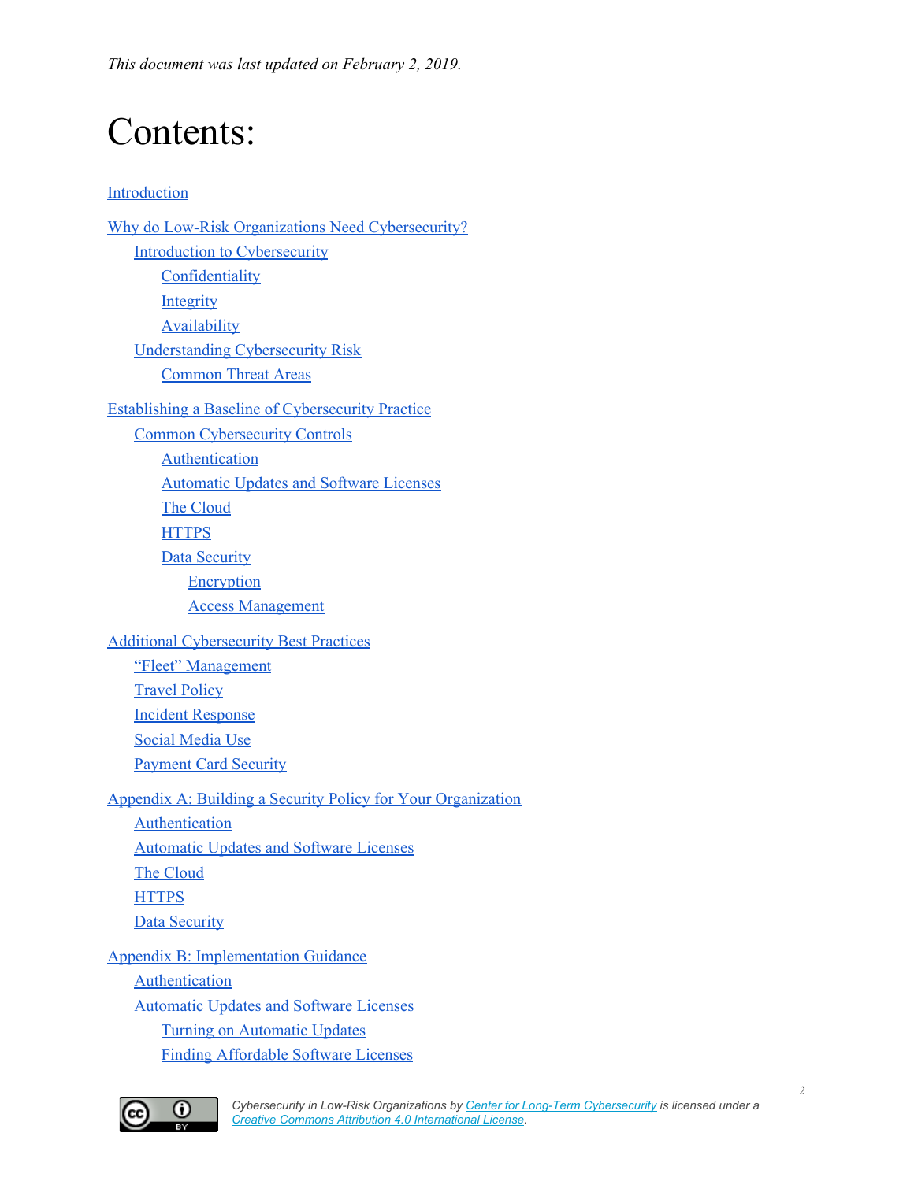*This document was last updated on February 2, 2019.*

# Contents:

- Introduction
- Why do Low-Risk Organizations Need Cybersecurity?
  - Introduction to Cybersecurity
    - Confidentiality
    - Integrity
    - Availability
  - Understanding Cybersecurity Risk
    - Common Threat Areas
- Establishing a Baseline of Cybersecurity Practice
  - Common Cybersecurity Controls
    - Authentication
    - Automatic Updates and Software Licenses
    - The Cloud
    - HTTPS
    - Data Security
      - Encryption
      - Access Management
- Additional Cybersecurity Best Practices
  - "Fleet" Management
  - Travel Policy
  - Incident Response
  - Social Media Use
  - Payment Card Security
- Appendix A: Building a Security Policy for Your Organization
  - Authentication
  - Automatic Updates and Software Licenses
  - The Cloud
  - HTTPS
  - Data Security
- Appendix B: Implementation Guidance
  - Authentication
  - Automatic Updates and Software Licenses
    - Turning on Automatic Updates
    - Finding Affordable Software Licenses

*Cybersecurity in Low-Risk Organizations by Center for Long-Term Cybersecurity is licensed under a Creative Commons Attribution 4.0 International License.*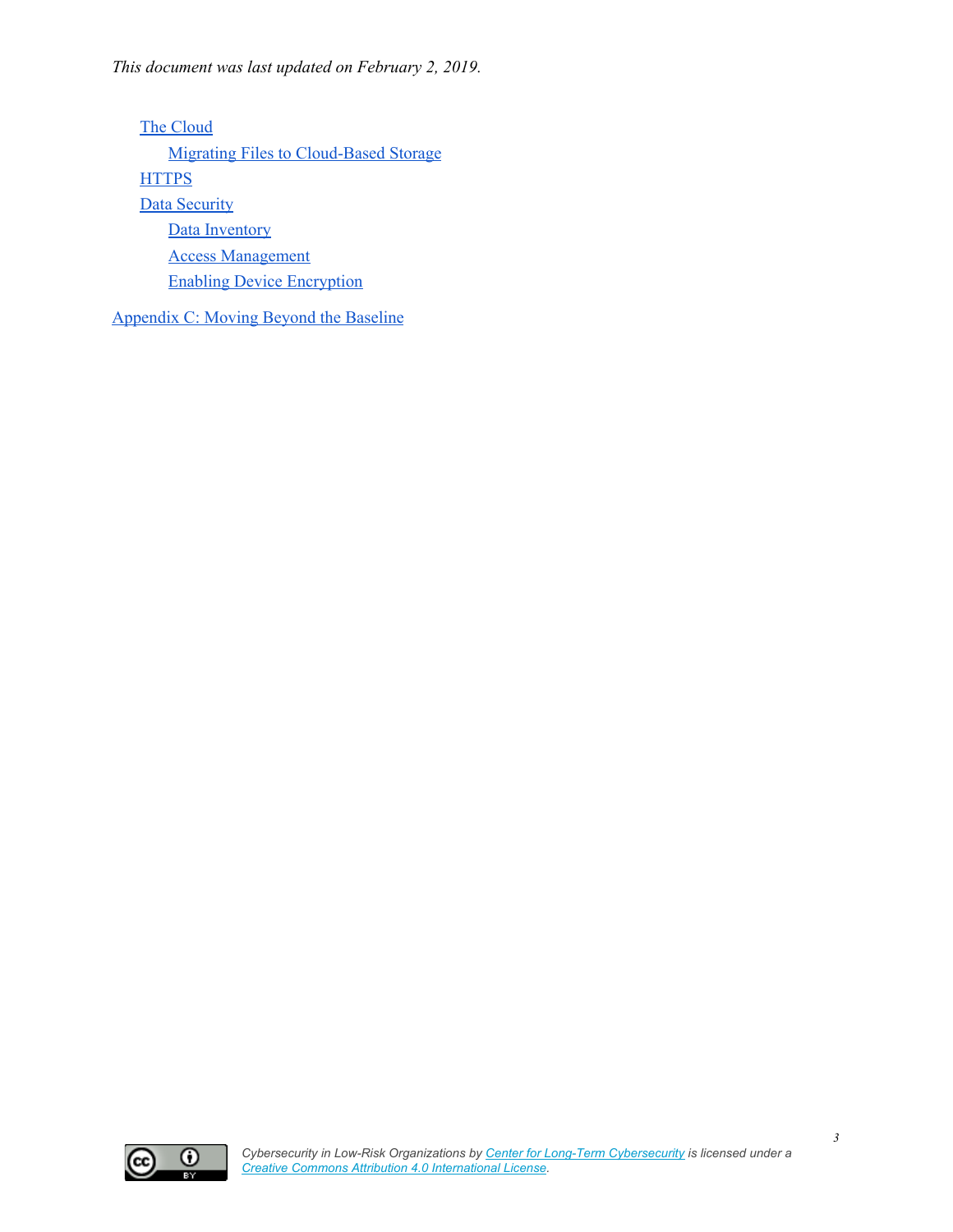*This document was last updated on February 2, 2019.*

- The Cloud
    - Migrating Files to Cloud-Based Storage
- HTTPS
- Data Security
    - Data Inventory
    - Access Management
    - Enabling Device Encryption

Appendix C: Moving Beyond the Baseline

*Cybersecurity in Low-Risk Organizations by Center for Long-Term Cybersecurity is licensed under a Creative Commons Attribution 4.0 International License.*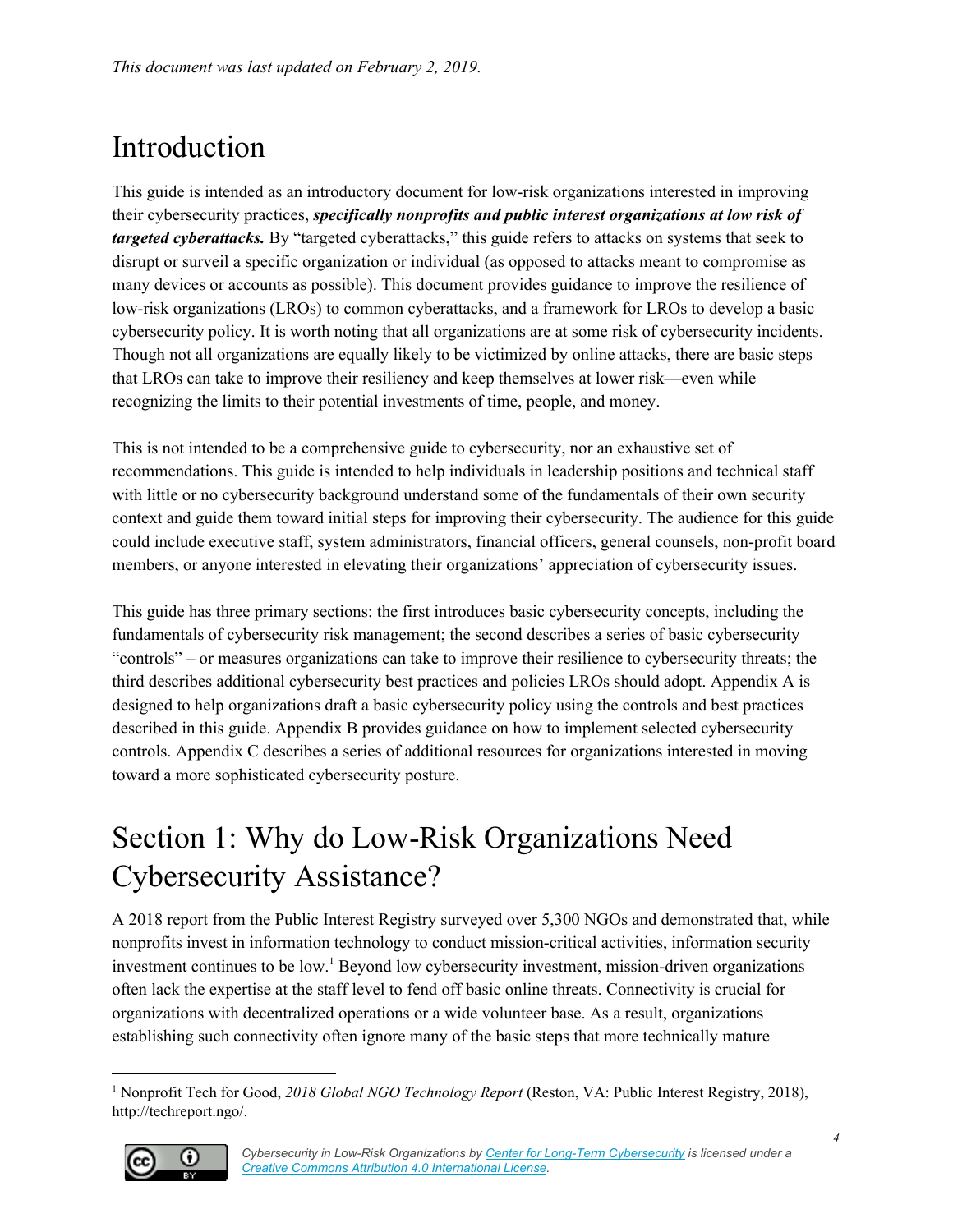*This document was last updated on February 2, 2019.*

# Introduction

This guide is intended as an introductory document for low-risk organizations interested in improving their cybersecurity practices, ***specifically nonprofits and public interest organizations at low risk of targeted cyberattacks.*** By "targeted cyberattacks," this guide refers to attacks on systems that seek to disrupt or surveil a specific organization or individual (as opposed to attacks meant to compromise as many devices or accounts as possible). This document provides guidance to improve the resilience of low-risk organizations (LROs) to common cyberattacks, and a framework for LROs to develop a basic cybersecurity policy. It is worth noting that all organizations are at some risk of cybersecurity incidents. Though not all organizations are equally likely to be victimized by online attacks, there are basic steps that LROs can take to improve their resiliency and keep themselves at lower risk—even while recognizing the limits to their potential investments of time, people, and money.

This is not intended to be a comprehensive guide to cybersecurity, nor an exhaustive set of recommendations. This guide is intended to help individuals in leadership positions and technical staff with little or no cybersecurity background understand some of the fundamentals of their own security context and guide them toward initial steps for improving their cybersecurity. The audience for this guide could include executive staff, system administrators, financial officers, general counsels, non-profit board members, or anyone interested in elevating their organizations' appreciation of cybersecurity issues.

This guide has three primary sections: the first introduces basic cybersecurity concepts, including the fundamentals of cybersecurity risk management; the second describes a series of basic cybersecurity "controls" – or measures organizations can take to improve their resilience to cybersecurity threats; the third describes additional cybersecurity best practices and policies LROs should adopt. Appendix A is designed to help organizations draft a basic cybersecurity policy using the controls and best practices described in this guide. Appendix B provides guidance on how to implement selected cybersecurity controls. Appendix C describes a series of additional resources for organizations interested in moving toward a more sophisticated cybersecurity posture.

# Section 1: Why do Low-Risk Organizations Need Cybersecurity Assistance?

A 2018 report from the Public Interest Registry surveyed over 5,300 NGOs and demonstrated that, while nonprofits invest in information technology to conduct mission-critical activities, information security investment continues to be low.[1] Beyond low cybersecurity investment, mission-driven organizations often lack the expertise at the staff level to fend off basic online threats. Connectivity is crucial for organizations with decentralized operations or a wide volunteer base. As a result, organizations establishing such connectivity often ignore many of the basic steps that more technically mature

[1] Nonprofit Tech for Good, *2018 Global NGO Technology Report* (Reston, VA: Public Interest Registry, 2018), http://techreport.ngo/.

*Cybersecurity in Low-Risk Organizations by Center for Long-Term Cybersecurity is licensed under a Creative Commons Attribution 4.0 International License.*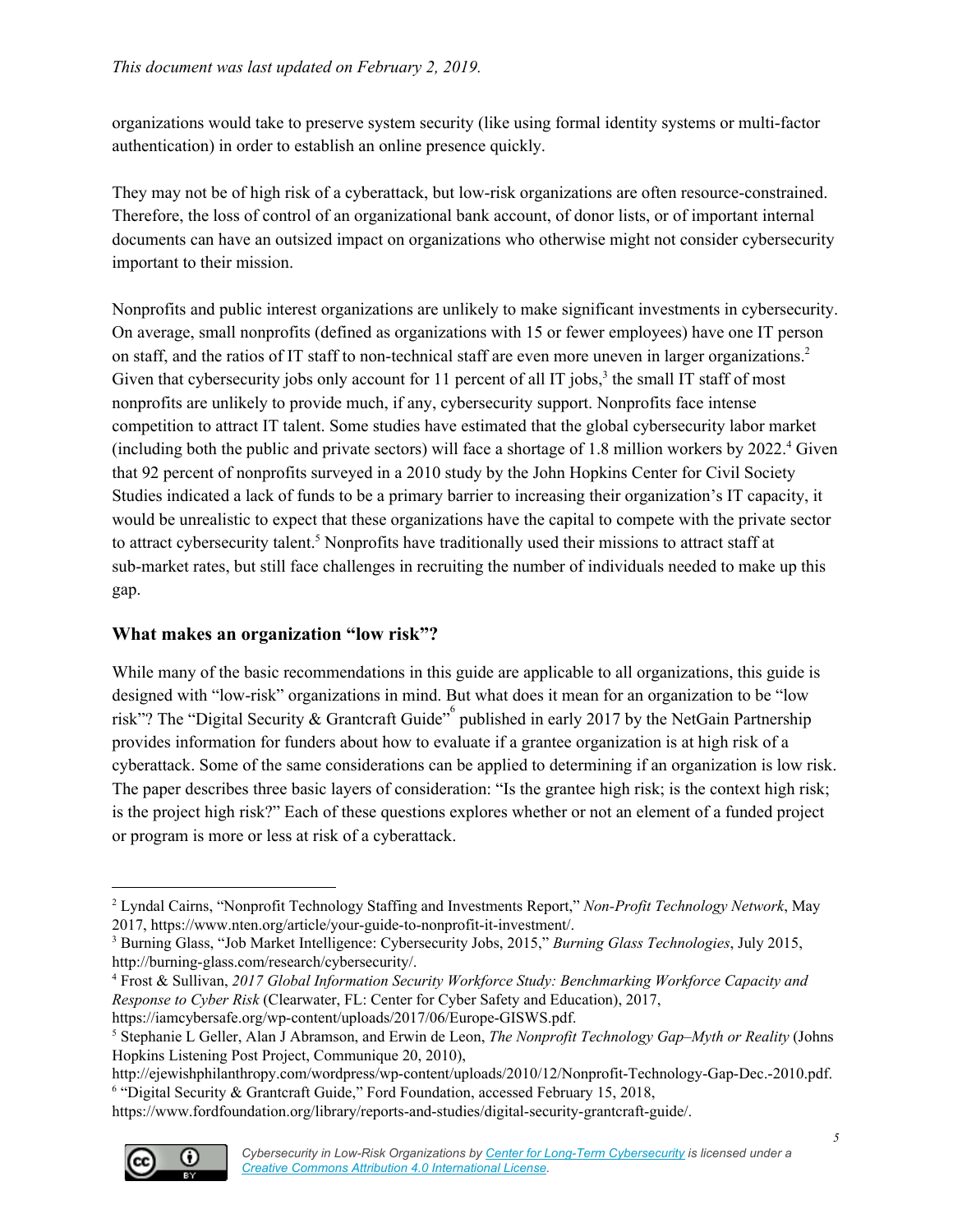organizations would take to preserve system security (like using formal identity systems or multi-factor authentication) in order to establish an online presence quickly.

They may not be of high risk of a cyberattack, but low-risk organizations are often resource-constrained. Therefore, the loss of control of an organizational bank account, of donor lists, or of important internal documents can have an outsized impact on organizations who otherwise might not consider cybersecurity important to their mission.

Nonprofits and public interest organizations are unlikely to make significant investments in cybersecurity. On average, small nonprofits (defined as organizations with 15 or fewer employees) have one IT person on staff, and the ratios of IT staff to non-technical staff are even more uneven in larger organizations.[2] Given that cybersecurity jobs only account for 11 percent of all IT jobs,[3] the small IT staff of most nonprofits are unlikely to provide much, if any, cybersecurity support. Nonprofits face intense competition to attract IT talent. Some studies have estimated that the global cybersecurity labor market (including both the public and private sectors) will face a shortage of 1.8 million workers by 2022.[4] Given that 92 percent of nonprofits surveyed in a 2010 study by the John Hopkins Center for Civil Society Studies indicated a lack of funds to be a primary barrier to increasing their organization's IT capacity, it would be unrealistic to expect that these organizations have the capital to compete with the private sector to attract cybersecurity talent.[5] Nonprofits have traditionally used their missions to attract staff at sub-market rates, but still face challenges in recruiting the number of individuals needed to make up this gap.

## What makes an organization "low risk"?

While many of the basic recommendations in this guide are applicable to all organizations, this guide is designed with "low-risk" organizations in mind. But what does it mean for an organization to be "low risk"? The "Digital Security & Grantcraft Guide"[6] published in early 2017 by the NetGain Partnership provides information for funders about how to evaluate if a grantee organization is at high risk of a cyberattack. Some of the same considerations can be applied to determining if an organization is low risk. The paper describes three basic layers of consideration: "Is the grantee high risk; is the context high risk; is the project high risk?" Each of these questions explores whether or not an element of a funded project or program is more or less at risk of a cyberattack.

---

[2] Lyndal Cairns, "Nonprofit Technology Staffing and Investments Report," *Non-Profit Technology Network*, May 2017, https://www.nten.org/article/your-guide-to-nonprofit-it-investment/.

[3] Burning Glass, "Job Market Intelligence: Cybersecurity Jobs, 2015," *Burning Glass Technologies*, July 2015, http://burning-glass.com/research/cybersecurity/.

[4] Frost & Sullivan, *2017 Global Information Security Workforce Study: Benchmarking Workforce Capacity and Response to Cyber Risk* (Clearwater, FL: Center for Cyber Safety and Education), 2017, https://iamcybersafe.org/wp-content/uploads/2017/06/Europe-GISWS.pdf.

[5] Stephanie L Geller, Alan J Abramson, and Erwin de Leon, *The Nonprofit Technology Gap–Myth or Reality* (Johns Hopkins Listening Post Project, Communique 20, 2010), http://ejewishphilanthropy.com/wordpress/wp-content/uploads/2010/12/Nonprofit-Technology-Gap-Dec.-2010.pdf.

[6] "Digital Security & Grantcraft Guide," Ford Foundation, accessed February 15, 2018, https://www.fordfoundation.org/library/reports-and-studies/digital-security-grantcraft-guide/.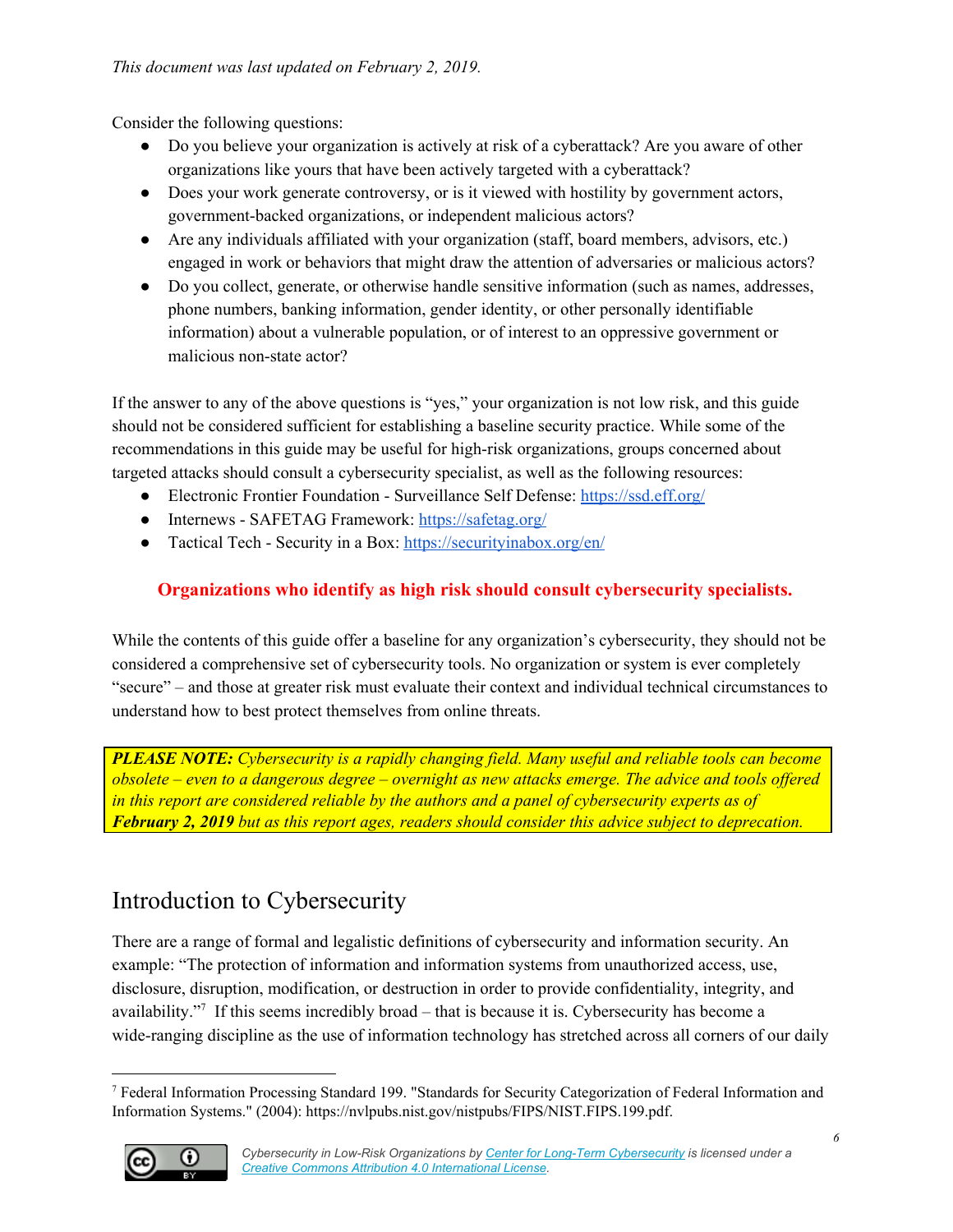*This document was last updated on February 2, 2019.*

Consider the following questions:

- Do you believe your organization is actively at risk of a cyberattack? Are you aware of other organizations like yours that have been actively targeted with a cyberattack?
- Does your work generate controversy, or is it viewed with hostility by government actors, government-backed organizations, or independent malicious actors?
- Are any individuals affiliated with your organization (staff, board members, advisors, etc.) engaged in work or behaviors that might draw the attention of adversaries or malicious actors?
- Do you collect, generate, or otherwise handle sensitive information (such as names, addresses, phone numbers, banking information, gender identity, or other personally identifiable information) about a vulnerable population, or of interest to an oppressive government or malicious non-state actor?

If the answer to any of the above questions is "yes," your organization is not low risk, and this guide should not be considered sufficient for establishing a baseline security practice. While some of the recommendations in this guide may be useful for high-risk organizations, groups concerned about targeted attacks should consult a cybersecurity specialist, as well as the following resources:

- Electronic Frontier Foundation - Surveillance Self Defense: https://ssd.eff.org/
- Internews - SAFETAG Framework: https://safetag.org/
- Tactical Tech - Security in a Box: https://securityinabox.org/en/

**Organizations who identify as high risk should consult cybersecurity specialists.**

While the contents of this guide offer a baseline for any organization's cybersecurity, they should not be considered a comprehensive set of cybersecurity tools. No organization or system is ever completely "secure" – and those at greater risk must evaluate their context and individual technical circumstances to understand how to best protect themselves from online threats.

***PLEASE NOTE:*** *Cybersecurity is a rapidly changing field. Many useful and reliable tools can become obsolete – even to a dangerous degree – overnight as new attacks emerge. The advice and tools offered in this report are considered reliable by the authors and a panel of cybersecurity experts as of* ***February 2, 2019*** *but as this report ages, readers should consider this advice subject to deprecation.*

## Introduction to Cybersecurity

There are a range of formal and legalistic definitions of cybersecurity and information security. An example: "The protection of information and information systems from unauthorized access, use, disclosure, disruption, modification, or destruction in order to provide confidentiality, integrity, and availability."[7] If this seems incredibly broad – that is because it is. Cybersecurity has become a wide-ranging discipline as the use of information technology has stretched across all corners of our daily

---

[7] Federal Information Processing Standard 199. "Standards for Security Categorization of Federal Information and Information Systems." (2004): https://nvlpubs.nist.gov/nistpubs/FIPS/NIST.FIPS.199.pdf.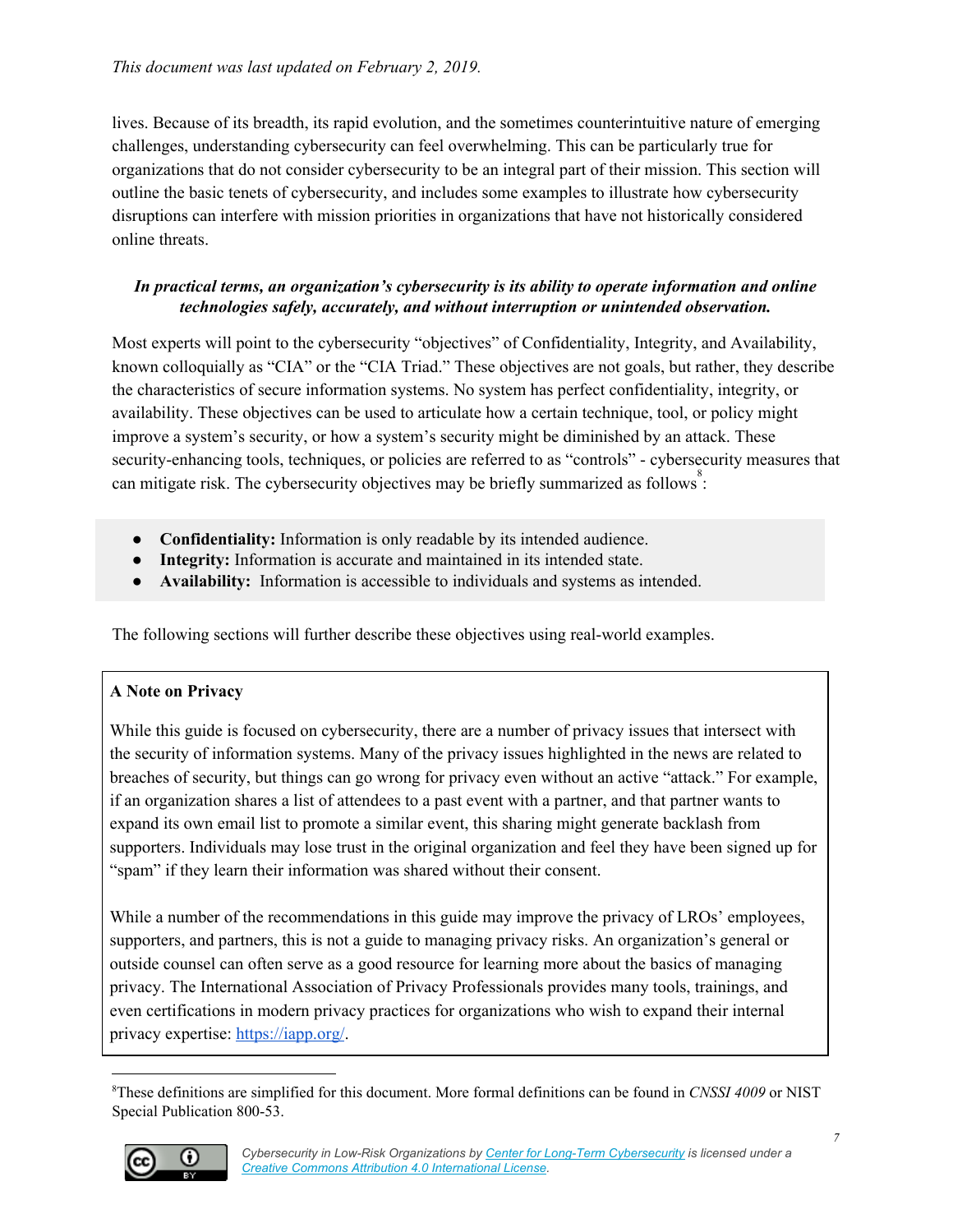lives. Because of its breadth, its rapid evolution, and the sometimes counterintuitive nature of emerging challenges, understanding cybersecurity can feel overwhelming. This can be particularly true for organizations that do not consider cybersecurity to be an integral part of their mission. This section will outline the basic tenets of cybersecurity, and includes some examples to illustrate how cybersecurity disruptions can interfere with mission priorities in organizations that have not historically considered online threats.

***In practical terms, an organization's cybersecurity is its ability to operate information and online technologies safely, accurately, and without interruption or unintended observation.***

Most experts will point to the cybersecurity "objectives" of Confidentiality, Integrity, and Availability, known colloquially as "CIA" or the "CIA Triad." These objectives are not goals, but rather, they describe the characteristics of secure information systems. No system has perfect confidentiality, integrity, or availability. These objectives can be used to articulate how a certain technique, tool, or policy might improve a system's security, or how a system's security might be diminished by an attack. These security-enhancing tools, techniques, or policies are referred to as "controls" - cybersecurity measures that can mitigate risk. The cybersecurity objectives may be briefly summarized as follows[8]:

- **Confidentiality:** Information is only readable by its intended audience.
- **Integrity:** Information is accurate and maintained in its intended state.
- **Availability:** Information is accessible to individuals and systems as intended.

The following sections will further describe these objectives using real-world examples.

**A Note on Privacy**

While this guide is focused on cybersecurity, there are a number of privacy issues that intersect with the security of information systems. Many of the privacy issues highlighted in the news are related to breaches of security, but things can go wrong for privacy even without an active "attack." For example, if an organization shares a list of attendees to a past event with a partner, and that partner wants to expand its own email list to promote a similar event, this sharing might generate backlash from supporters. Individuals may lose trust in the original organization and feel they have been signed up for "spam" if they learn their information was shared without their consent.

While a number of the recommendations in this guide may improve the privacy of LROs' employees, supporters, and partners, this is not a guide to managing privacy risks. An organization's general or outside counsel can often serve as a good resource for learning more about the basics of managing privacy. The International Association of Privacy Professionals provides many tools, trainings, and even certifications in modern privacy practices for organizations who wish to expand their internal privacy expertise: [https://iapp.org/](https://iapp.org/).

---

[8] These definitions are simplified for this document. More formal definitions can be found in *CNSSI 4009* or NIST Special Publication 800-53.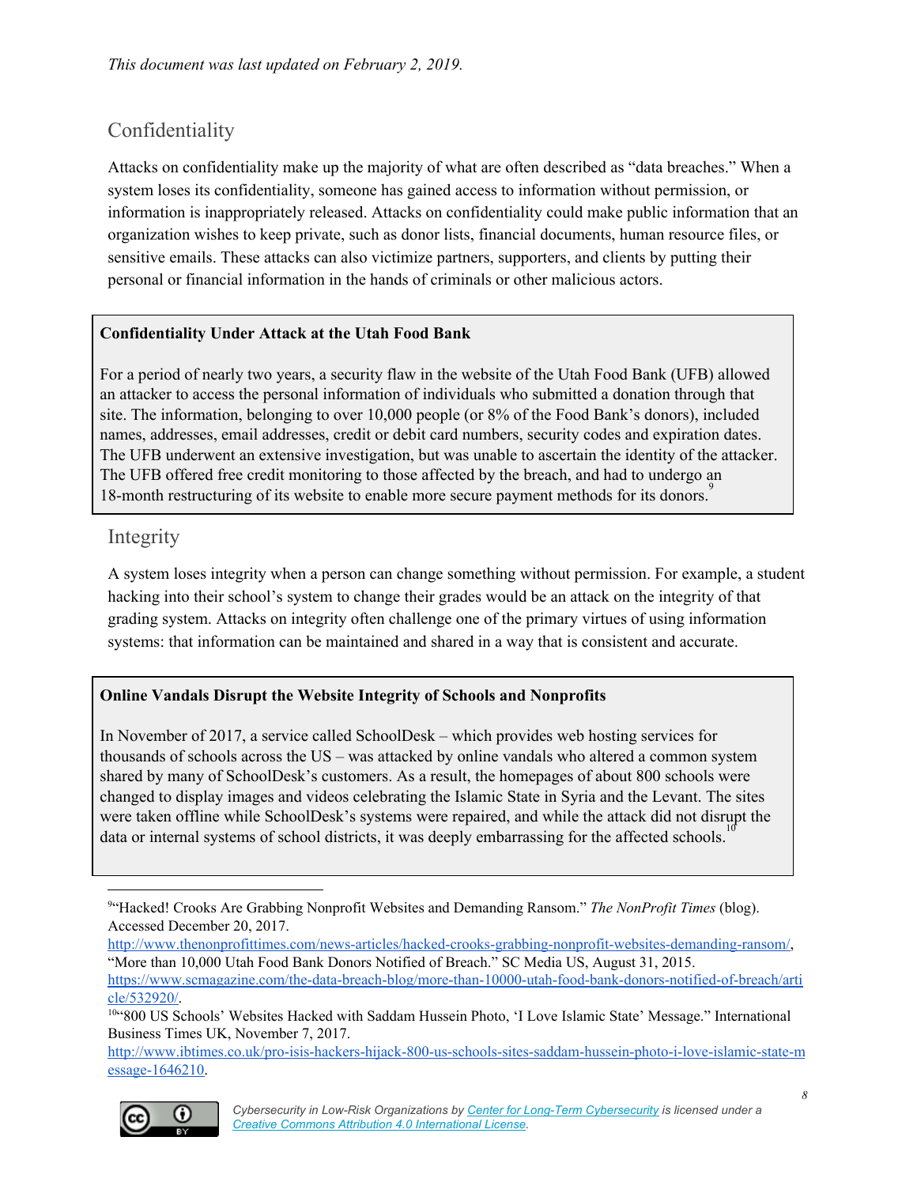*This document was last updated on February 2, 2019.*

## Confidentiality

Attacks on confidentiality make up the majority of what are often described as "data breaches." When a system loses its confidentiality, someone has gained access to information without permission, or information is inappropriately released. Attacks on confidentiality could make public information that an organization wishes to keep private, such as donor lists, financial documents, human resource files, or sensitive emails. These attacks can also victimize partners, supporters, and clients by putting their personal or financial information in the hands of criminals or other malicious actors.

> **Confidentiality Under Attack at the Utah Food Bank**
>
> For a period of nearly two years, a security flaw in the website of the Utah Food Bank (UFB) allowed an attacker to access the personal information of individuals who submitted a donation through that site. The information, belonging to over 10,000 people (or 8% of the Food Bank's donors), included names, addresses, email addresses, credit or debit card numbers, security codes and expiration dates. The UFB underwent an extensive investigation, but was unable to ascertain the identity of the attacker. The UFB offered free credit monitoring to those affected by the breach, and had to undergo an 18-month restructuring of its website to enable more secure payment methods for its donors.[9]

## Integrity

A system loses integrity when a person can change something without permission. For example, a student hacking into their school's system to change their grades would be an attack on the integrity of that grading system. Attacks on integrity often challenge one of the primary virtues of using information systems: that information can be maintained and shared in a way that is consistent and accurate.

> **Online Vandals Disrupt the Website Integrity of Schools and Nonprofits**
>
> In November of 2017, a service called SchoolDesk – which provides web hosting services for thousands of schools across the US – was attacked by online vandals who altered a common system shared by many of SchoolDesk's customers. As a result, the homepages of about 800 schools were changed to display images and videos celebrating the Islamic State in Syria and the Levant. The sites were taken offline while SchoolDesk's systems were repaired, and while the attack did not disrupt the data or internal systems of school districts, it was deeply embarrassing for the affected schools.[10]

---

[9] "Hacked! Crooks Are Grabbing Nonprofit Websites and Demanding Ransom." *The NonProfit Times* (blog). Accessed December 20, 2017. http://www.thenonprofittimes.com/news-articles/hacked-crooks-grabbing-nonprofit-websites-demanding-ransom/, "More than 10,000 Utah Food Bank Donors Notified of Breach." SC Media US, August 31, 2015. https://www.scmagazine.com/the-data-breach-blog/more-than-10000-utah-food-bank-donors-notified-of-breach/article/532920/.

[10] "800 US Schools' Websites Hacked with Saddam Hussein Photo, 'I Love Islamic State' Message." International Business Times UK, November 7, 2017. http://www.ibtimes.co.uk/pro-isis-hackers-hijack-800-us-schools-sites-saddam-hussein-photo-i-love-islamic-state-message-1646210.

*Cybersecurity in Low-Risk Organizations by Center for Long-Term Cybersecurity is licensed under a Creative Commons Attribution 4.0 International License.*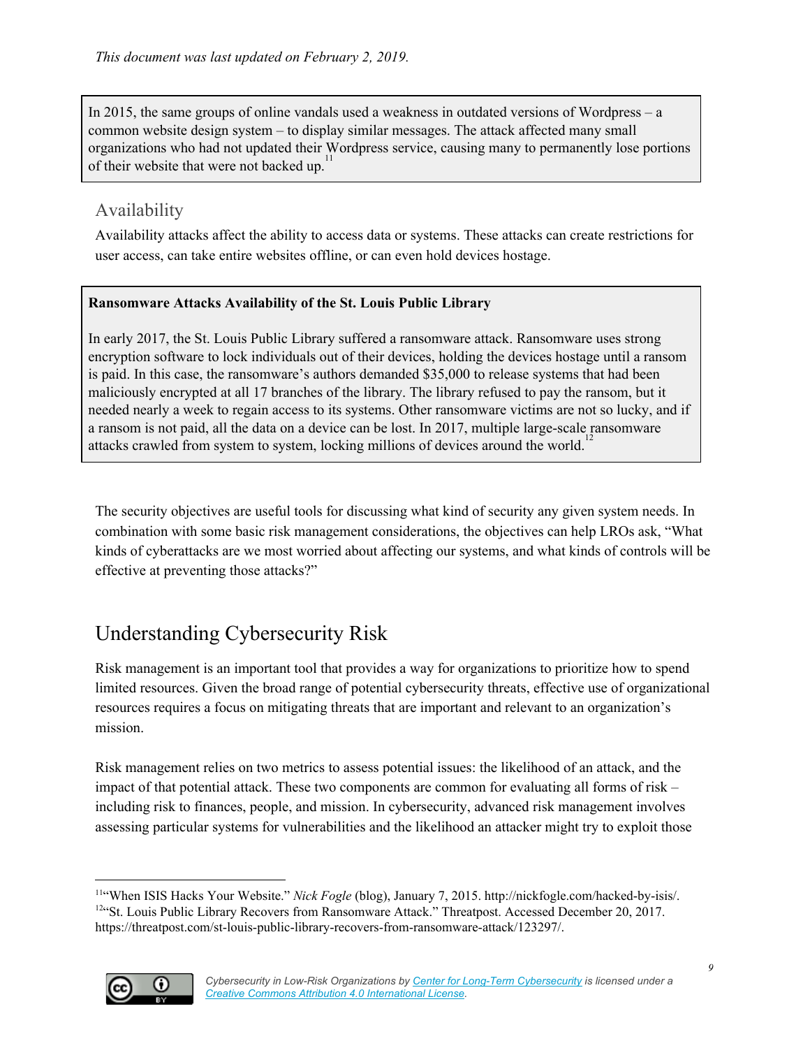*This document was last updated on February 2, 2019.*

In 2015, the same groups of online vandals used a weakness in outdated versions of Wordpress – a common website design system – to display similar messages. The attack affected many small organizations who had not updated their Wordpress service, causing many to permanently lose portions of their website that were not backed up.[11]

### Availability

Availability attacks affect the ability to access data or systems. These attacks can create restrictions for user access, can take entire websites offline, or can even hold devices hostage.

**Ransomware Attacks Availability of the St. Louis Public Library**

In early 2017, the St. Louis Public Library suffered a ransomware attack. Ransomware uses strong encryption software to lock individuals out of their devices, holding the devices hostage until a ransom is paid. In this case, the ransomware's authors demanded $35,000 to release systems that had been maliciously encrypted at all 17 branches of the library. The library refused to pay the ransom, but it needed nearly a week to regain access to its systems. Other ransomware victims are not so lucky, and if a ransom is not paid, all the data on a device can be lost. In 2017, multiple large-scale ransomware attacks crawled from system to system, locking millions of devices around the world.[12]

The security objectives are useful tools for discussing what kind of security any given system needs. In combination with some basic risk management considerations, the objectives can help LROs ask, "What kinds of cyberattacks are we most worried about affecting our systems, and what kinds of controls will be effective at preventing those attacks?"

## Understanding Cybersecurity Risk

Risk management is an important tool that provides a way for organizations to prioritize how to spend limited resources. Given the broad range of potential cybersecurity threats, effective use of organizational resources requires a focus on mitigating threats that are important and relevant to an organization's mission.

Risk management relies on two metrics to assess potential issues: the likelihood of an attack, and the impact of that potential attack. These two components are common for evaluating all forms of risk – including risk to finances, people, and mission. In cybersecurity, advanced risk management involves assessing particular systems for vulnerabilities and the likelihood an attacker might try to exploit those

---

[11] "When ISIS Hacks Your Website." *Nick Fogle* (blog), January 7, 2015. http://nickfogle.com/hacked-by-isis/.

[12] "St. Louis Public Library Recovers from Ransomware Attack." Threatpost. Accessed December 20, 2017. https://threatpost.com/st-louis-public-library-recovers-from-ransomware-attack/123297/.

*Cybersecurity in Low-Risk Organizations by Center for Long-Term Cybersecurity is licensed under a Creative Commons Attribution 4.0 International License.*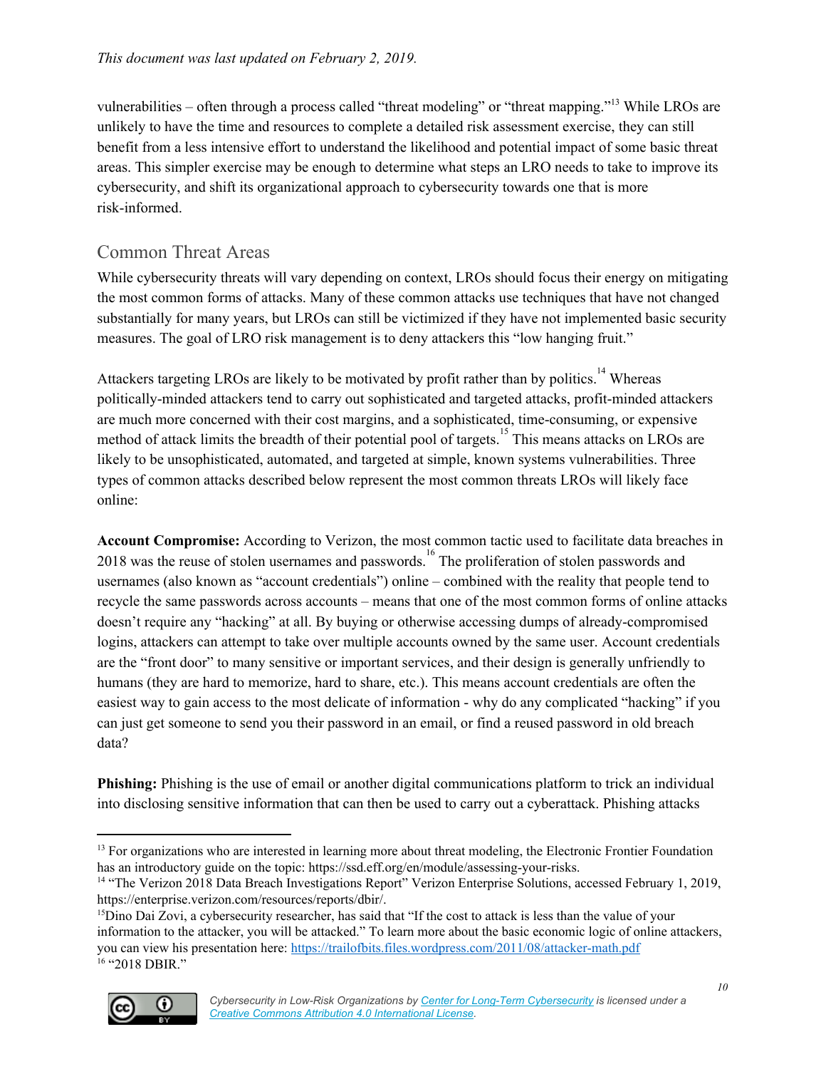vulnerabilities – often through a process called "threat modeling" or "threat mapping."[13] While LROs are unlikely to have the time and resources to complete a detailed risk assessment exercise, they can still benefit from a less intensive effort to understand the likelihood and potential impact of some basic threat areas. This simpler exercise may be enough to determine what steps an LRO needs to take to improve its cybersecurity, and shift its organizational approach to cybersecurity towards one that is more risk-informed.

## Common Threat Areas

While cybersecurity threats will vary depending on context, LROs should focus their energy on mitigating the most common forms of attacks. Many of these common attacks use techniques that have not changed substantially for many years, but LROs can still be victimized if they have not implemented basic security measures. The goal of LRO risk management is to deny attackers this "low hanging fruit."

Attackers targeting LROs are likely to be motivated by profit rather than by politics.[14] Whereas politically-minded attackers tend to carry out sophisticated and targeted attacks, profit-minded attackers are much more concerned with their cost margins, and a sophisticated, time-consuming, or expensive method of attack limits the breadth of their potential pool of targets.[15] This means attacks on LROs are likely to be unsophisticated, automated, and targeted at simple, known systems vulnerabilities. Three types of common attacks described below represent the most common threats LROs will likely face online:

**Account Compromise:** According to Verizon, the most common tactic used to facilitate data breaches in 2018 was the reuse of stolen usernames and passwords.[16] The proliferation of stolen passwords and usernames (also known as "account credentials") online – combined with the reality that people tend to recycle the same passwords across accounts – means that one of the most common forms of online attacks doesn't require any "hacking" at all. By buying or otherwise accessing dumps of already-compromised logins, attackers can attempt to take over multiple accounts owned by the same user. Account credentials are the "front door" to many sensitive or important services, and their design is generally unfriendly to humans (they are hard to memorize, hard to share, etc.). This means account credentials are often the easiest way to gain access to the most delicate of information - why do any complicated "hacking" if you can just get someone to send you their password in an email, or find a reused password in old breach data?

**Phishing:** Phishing is the use of email or another digital communications platform to trick an individual into disclosing sensitive information that can then be used to carry out a cyberattack. Phishing attacks

---

[13] For organizations who are interested in learning more about threat modeling, the Electronic Frontier Foundation has an introductory guide on the topic: https://ssd.eff.org/en/module/assessing-your-risks.

[14] "The Verizon 2018 Data Breach Investigations Report" Verizon Enterprise Solutions, accessed February 1, 2019, https://enterprise.verizon.com/resources/reports/dbir/.

[15] Dino Dai Zovi, a cybersecurity researcher, has said that "If the cost to attack is less than the value of your information to the attacker, you will be attacked." To learn more about the basic economic logic of online attackers, you can view his presentation here: https://trailofbits.files.wordpress.com/2011/08/attacker-math.pdf

[16] "2018 DBIR."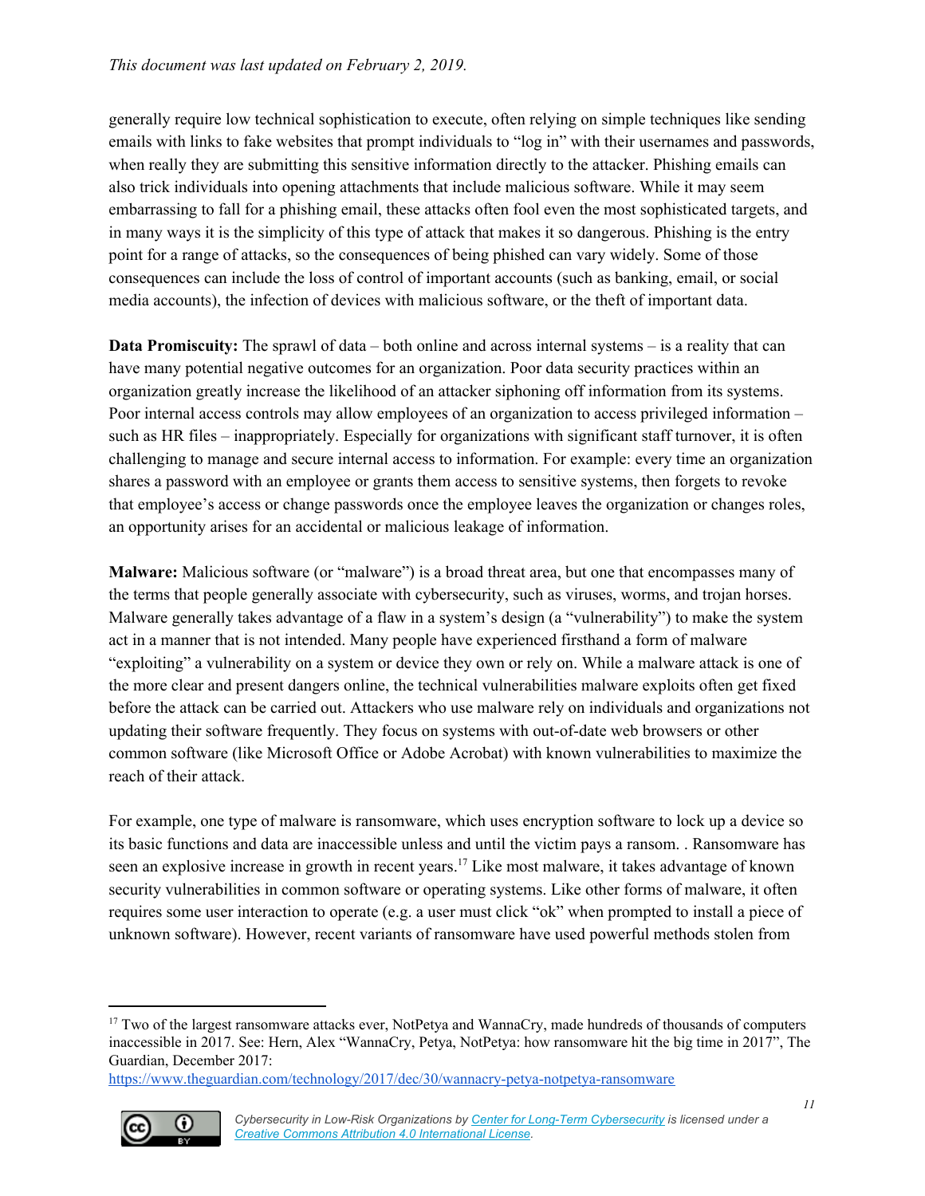generally require low technical sophistication to execute, often relying on simple techniques like sending emails with links to fake websites that prompt individuals to "log in" with their usernames and passwords, when really they are submitting this sensitive information directly to the attacker. Phishing emails can also trick individuals into opening attachments that include malicious software. While it may seem embarrassing to fall for a phishing email, these attacks often fool even the most sophisticated targets, and in many ways it is the simplicity of this type of attack that makes it so dangerous. Phishing is the entry point for a range of attacks, so the consequences of being phished can vary widely. Some of those consequences can include the loss of control of important accounts (such as banking, email, or social media accounts), the infection of devices with malicious software, or the theft of important data.

**Data Promiscuity:** The sprawl of data – both online and across internal systems – is a reality that can have many potential negative outcomes for an organization. Poor data security practices within an organization greatly increase the likelihood of an attacker siphoning off information from its systems. Poor internal access controls may allow employees of an organization to access privileged information – such as HR files – inappropriately. Especially for organizations with significant staff turnover, it is often challenging to manage and secure internal access to information. For example: every time an organization shares a password with an employee or grants them access to sensitive systems, then forgets to revoke that employee's access or change passwords once the employee leaves the organization or changes roles, an opportunity arises for an accidental or malicious leakage of information.

**Malware:** Malicious software (or "malware") is a broad threat area, but one that encompasses many of the terms that people generally associate with cybersecurity, such as viruses, worms, and trojan horses. Malware generally takes advantage of a flaw in a system's design (a "vulnerability") to make the system act in a manner that is not intended. Many people have experienced firsthand a form of malware "exploiting" a vulnerability on a system or device they own or rely on. While a malware attack is one of the more clear and present dangers online, the technical vulnerabilities malware exploits often get fixed before the attack can be carried out. Attackers who use malware rely on individuals and organizations not updating their software frequently. They focus on systems with out-of-date web browsers or other common software (like Microsoft Office or Adobe Acrobat) with known vulnerabilities to maximize the reach of their attack.

For example, one type of malware is ransomware, which uses encryption software to lock up a device so its basic functions and data are inaccessible unless and until the victim pays a ransom. . Ransomware has seen an explosive increase in growth in recent years.[17] Like most malware, it takes advantage of known security vulnerabilities in common software or operating systems. Like other forms of malware, it often requires some user interaction to operate (e.g. a user must click "ok" when prompted to install a piece of unknown software). However, recent variants of ransomware have used powerful methods stolen from

---

[17] Two of the largest ransomware attacks ever, NotPetya and WannaCry, made hundreds of thousands of computers inaccessible in 2017. See: Hern, Alex "WannaCry, Petya, NotPetya: how ransomware hit the big time in 2017", The Guardian, December 2017: https://www.theguardian.com/technology/2017/dec/30/wannacry-petya-notpetya-ransomware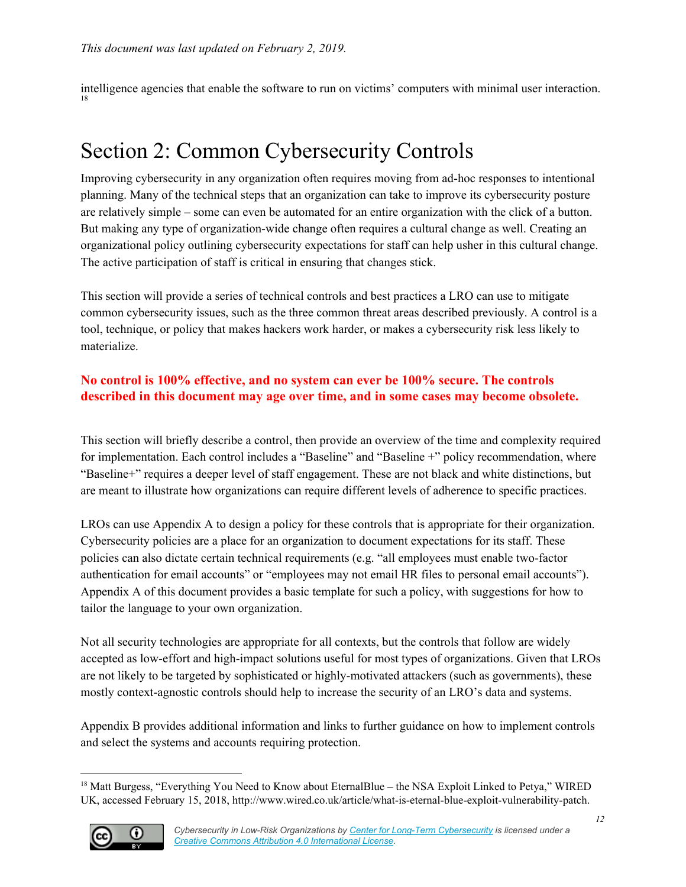intelligence agencies that enable the software to run on victims' computers with minimal user interaction.[18]

# Section 2: Common Cybersecurity Controls

Improving cybersecurity in any organization often requires moving from ad-hoc responses to intentional planning. Many of the technical steps that an organization can take to improve its cybersecurity posture are relatively simple – some can even be automated for an entire organization with the click of a button. But making any type of organization-wide change often requires a cultural change as well. Creating an organizational policy outlining cybersecurity expectations for staff can help usher in this cultural change. The active participation of staff is critical in ensuring that changes stick.

This section will provide a series of technical controls and best practices a LRO can use to mitigate common cybersecurity issues, such as the three common threat areas described previously. A control is a tool, technique, or policy that makes hackers work harder, or makes a cybersecurity risk less likely to materialize.

**No control is 100% effective, and no system can ever be 100% secure. The controls described in this document may age over time, and in some cases may become obsolete.**

This section will briefly describe a control, then provide an overview of the time and complexity required for implementation. Each control includes a "Baseline" and "Baseline +" policy recommendation, where "Baseline+" requires a deeper level of staff engagement. These are not black and white distinctions, but are meant to illustrate how organizations can require different levels of adherence to specific practices.

LROs can use Appendix A to design a policy for these controls that is appropriate for their organization. Cybersecurity policies are a place for an organization to document expectations for its staff. These policies can also dictate certain technical requirements (e.g. "all employees must enable two-factor authentication for email accounts" or "employees may not email HR files to personal email accounts"). Appendix A of this document provides a basic template for such a policy, with suggestions for how to tailor the language to your own organization.

Not all security technologies are appropriate for all contexts, but the controls that follow are widely accepted as low-effort and high-impact solutions useful for most types of organizations. Given that LROs are not likely to be targeted by sophisticated or highly-motivated attackers (such as governments), these mostly context-agnostic controls should help to increase the security of an LRO's data and systems.

Appendix B provides additional information and links to further guidance on how to implement controls and select the systems and accounts requiring protection.

---

[18] Matt Burgess, "Everything You Need to Know about EternalBlue – the NSA Exploit Linked to Petya," WIRED UK, accessed February 15, 2018, http://www.wired.co.uk/article/what-is-eternal-blue-exploit-vulnerability-patch.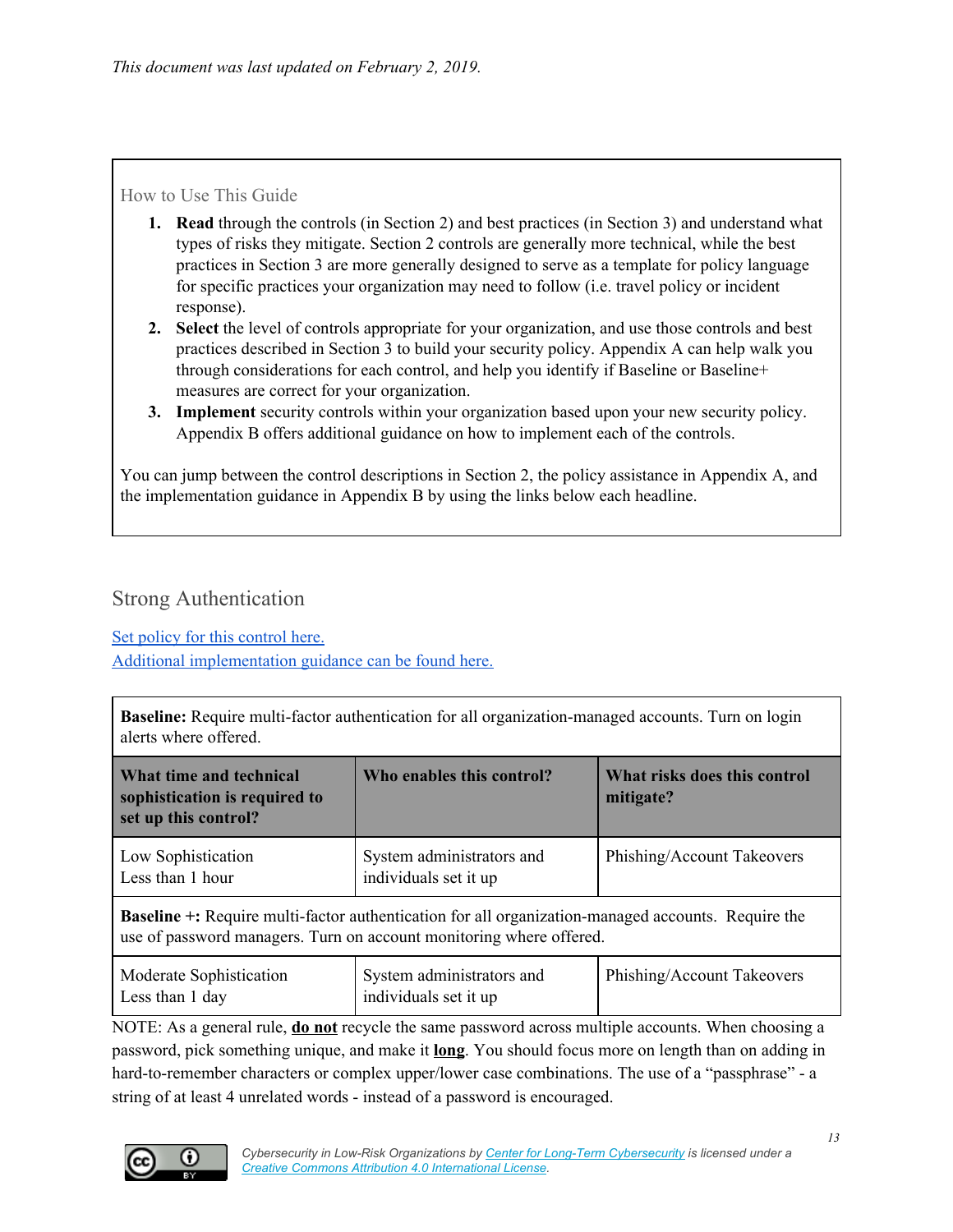*This document was last updated on February 2, 2019.*

How to Use This Guide

1. **Read** through the controls (in Section 2) and best practices (in Section 3) and understand what types of risks they mitigate. Section 2 controls are generally more technical, while the best practices in Section 3 are more generally designed to serve as a template for policy language for specific practices your organization may need to follow (i.e. travel policy or incident response).
2. **Select** the level of controls appropriate for your organization, and use those controls and best practices described in Section 3 to build your security policy. Appendix A can help walk you through considerations for each control, and help you identify if Baseline or Baseline+ measures are correct for your organization.
3. **Implement** security controls within your organization based upon your new security policy. Appendix B offers additional guidance on how to implement each of the controls.

You can jump between the control descriptions in Section 2, the policy assistance in Appendix A, and the implementation guidance in Appendix B by using the links below each headline.

## Strong Authentication

[Set policy for this control here.]()
[Additional implementation guidance can be found here.]()

| **Baseline:** Require multi-factor authentication for all organization-managed accounts. Turn on login alerts where offered. | | |
|---|---|---|
| **What time and technical sophistication is required to set up this control?** | **Who enables this control?** | **What risks does this control mitigate?** |
| Low Sophistication<br>Less than 1 hour | System administrators and individuals set it up | Phishing/Account Takeovers |
| **Baseline +:** Require multi-factor authentication for all organization-managed accounts. Require the use of password managers. Turn on account monitoring where offered. | | |
| Moderate Sophistication<br>Less than 1 day | System administrators and individuals set it up | Phishing/Account Takeovers |

NOTE: As a general rule, **do not** recycle the same password across multiple accounts. When choosing a password, pick something unique, and make it **long**. You should focus more on length than on adding in hard-to-remember characters or complex upper/lower case combinations. The use of a "passphrase" - a string of at least 4 unrelated words - instead of a password is encouraged.

*Cybersecurity in Low-Risk Organizations by [Center for Long-Term Cybersecurity]() is licensed under a [Creative Commons Attribution 4.0 International License]().*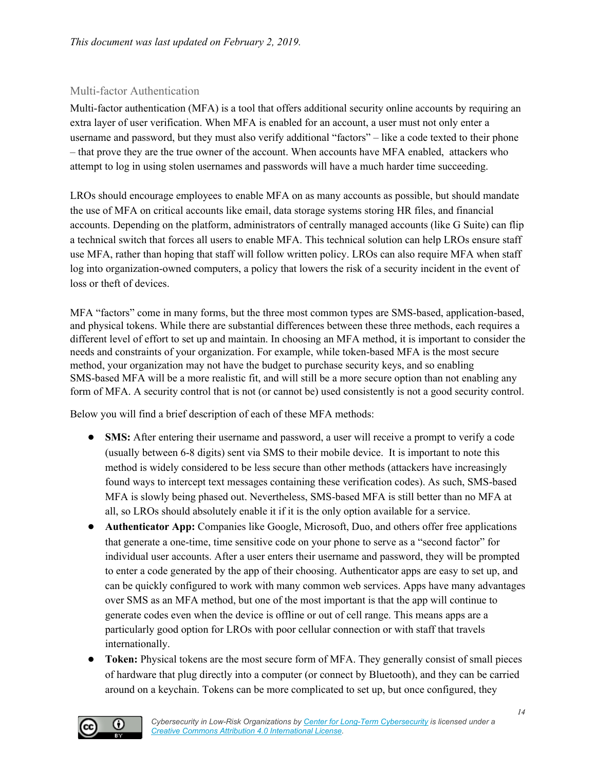*This document was last updated on February 2, 2019.*

## Multi-factor Authentication

Multi-factor authentication (MFA) is a tool that offers additional security online accounts by requiring an extra layer of user verification. When MFA is enabled for an account, a user must not only enter a username and password, but they must also verify additional "factors" – like a code texted to their phone – that prove they are the true owner of the account. When accounts have MFA enabled, attackers who attempt to log in using stolen usernames and passwords will have a much harder time succeeding.

LROs should encourage employees to enable MFA on as many accounts as possible, but should mandate the use of MFA on critical accounts like email, data storage systems storing HR files, and financial accounts. Depending on the platform, administrators of centrally managed accounts (like G Suite) can flip a technical switch that forces all users to enable MFA. This technical solution can help LROs ensure staff use MFA, rather than hoping that staff will follow written policy. LROs can also require MFA when staff log into organization-owned computers, a policy that lowers the risk of a security incident in the event of loss or theft of devices.

MFA "factors" come in many forms, but the three most common types are SMS-based, application-based, and physical tokens. While there are substantial differences between these three methods, each requires a different level of effort to set up and maintain. In choosing an MFA method, it is important to consider the needs and constraints of your organization. For example, while token-based MFA is the most secure method, your organization may not have the budget to purchase security keys, and so enabling SMS-based MFA will be a more realistic fit, and will still be a more secure option than not enabling any form of MFA. A security control that is not (or cannot be) used consistently is not a good security control.

Below you will find a brief description of each of these MFA methods:

- **SMS:** After entering their username and password, a user will receive a prompt to verify a code (usually between 6-8 digits) sent via SMS to their mobile device. It is important to note this method is widely considered to be less secure than other methods (attackers have increasingly found ways to intercept text messages containing these verification codes). As such, SMS-based MFA is slowly being phased out. Nevertheless, SMS-based MFA is still better than no MFA at all, so LROs should absolutely enable it if it is the only option available for a service.
- **Authenticator App:** Companies like Google, Microsoft, Duo, and others offer free applications that generate a one-time, time sensitive code on your phone to serve as a "second factor" for individual user accounts. After a user enters their username and password, they will be prompted to enter a code generated by the app of their choosing. Authenticator apps are easy to set up, and can be quickly configured to work with many common web services. Apps have many advantages over SMS as an MFA method, but one of the most important is that the app will continue to generate codes even when the device is offline or out of cell range. This means apps are a particularly good option for LROs with poor cellular connection or with staff that travels internationally.
- **Token:** Physical tokens are the most secure form of MFA. They generally consist of small pieces of hardware that plug directly into a computer (or connect by Bluetooth), and they can be carried around on a keychain. Tokens can be more complicated to set up, but once configured, they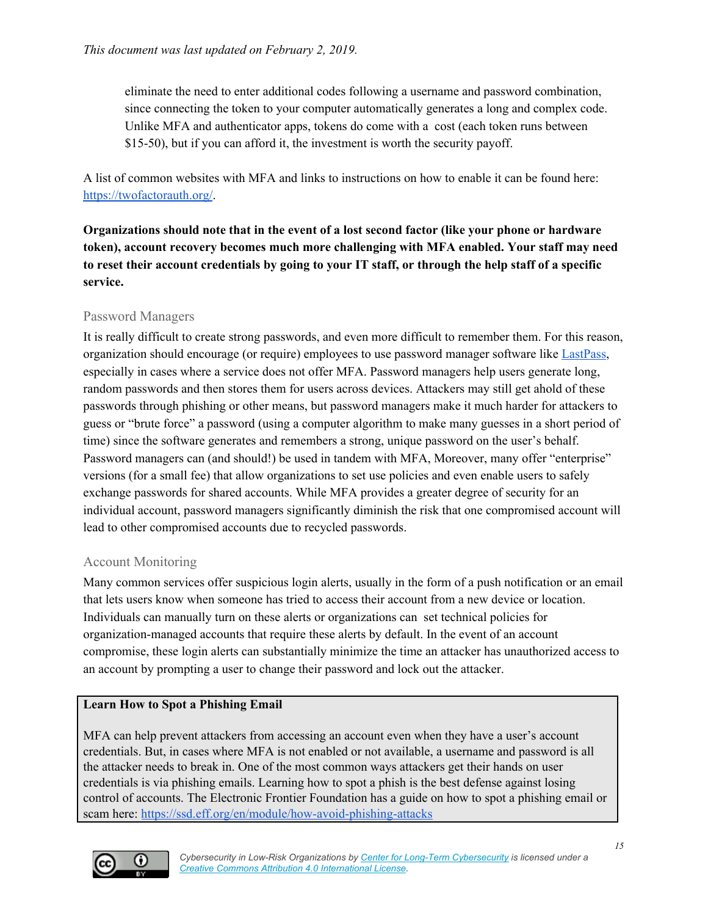eliminate the need to enter additional codes following a username and password combination, since connecting the token to your computer automatically generates a long and complex code. Unlike MFA and authenticator apps, tokens do come with a cost (each token runs between $15-50), but if you can afford it, the investment is worth the security payoff.

A list of common websites with MFA and links to instructions on how to enable it can be found here: [https://twofactorauth.org/](https://twofactorauth.org/).

**Organizations should note that in the event of a lost second factor (like your phone or hardware token), account recovery becomes much more challenging with MFA enabled. Your staff may need to reset their account credentials by going to your IT staff, or through the help staff of a specific service.**

### Password Managers

It is really difficult to create strong passwords, and even more difficult to remember them. For this reason, organization should encourage (or require) employees to use password manager software like [LastPass](https://www.lastpass.com), especially in cases where a service does not offer MFA. Password managers help users generate long, random passwords and then stores them for users across devices. Attackers may still get ahold of these passwords through phishing or other means, but password managers make it much harder for attackers to guess or "brute force" a password (using a computer algorithm to make many guesses in a short period of time) since the software generates and remembers a strong, unique password on the user's behalf. Password managers can (and should!) be used in tandem with MFA, Moreover, many offer "enterprise" versions (for a small fee) that allow organizations to set use policies and even enable users to safely exchange passwords for shared accounts. While MFA provides a greater degree of security for an individual account, password managers significantly diminish the risk that one compromised account will lead to other compromised accounts due to recycled passwords.

### Account Monitoring

Many common services offer suspicious login alerts, usually in the form of a push notification or an email that lets users know when someone has tried to access their account from a new device or location. Individuals can manually turn on these alerts or organizations can set technical policies for organization-managed accounts that require these alerts by default. In the event of an account compromise, these login alerts can substantially minimize the time an attacker has unauthorized access to an account by prompting a user to change their password and lock out the attacker.

**Learn How to Spot a Phishing Email**

MFA can help prevent attackers from accessing an account even when they have a user's account credentials. But, in cases where MFA is not enabled or not available, a username and password is all the attacker needs to break in. One of the most common ways attackers get their hands on user credentials is via phishing emails. Learning how to spot a phish is the best defense against losing control of accounts. The Electronic Frontier Foundation has a guide on how to spot a phishing email or scam here: [https://ssd.eff.org/en/module/how-avoid-phishing-attacks](https://ssd.eff.org/en/module/how-avoid-phishing-attacks)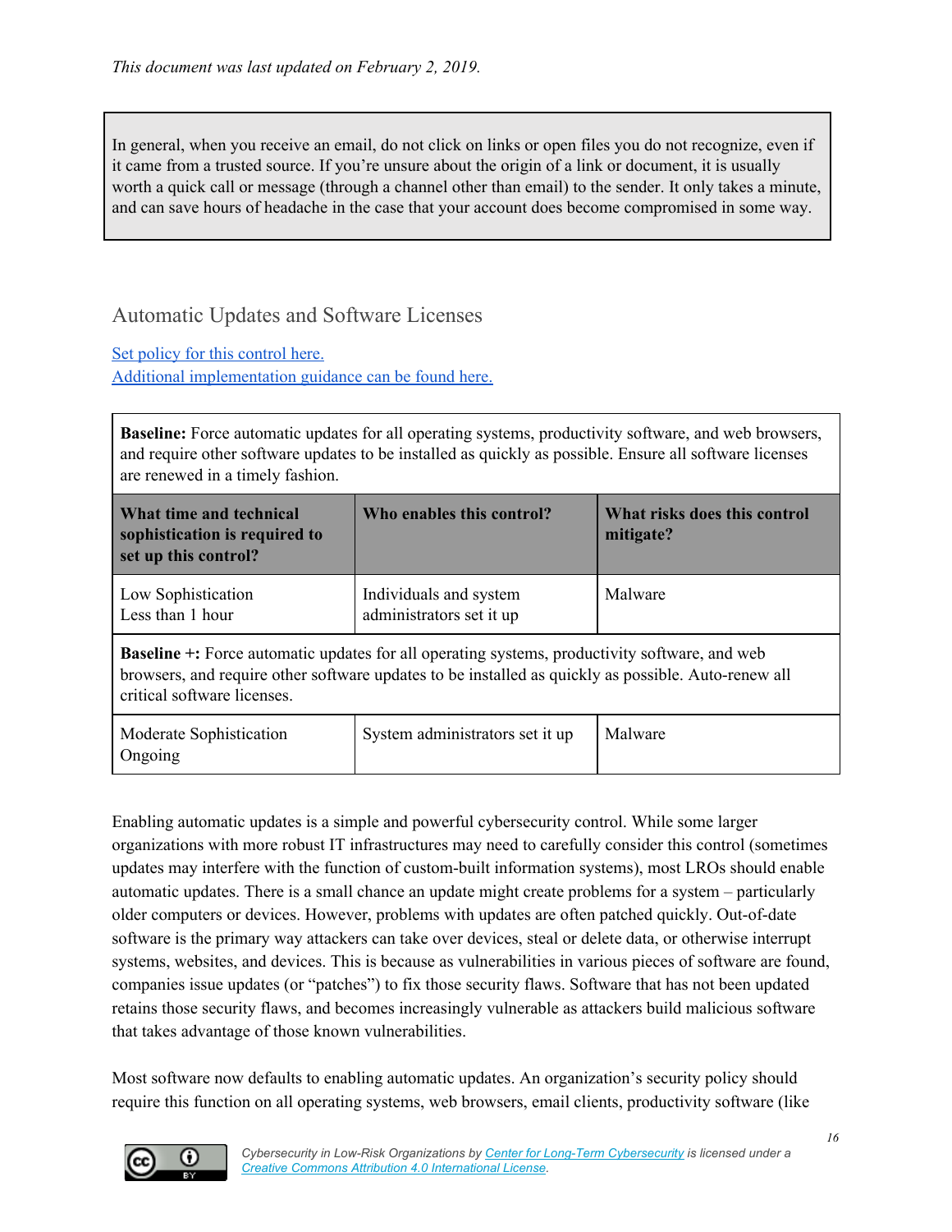*This document was last updated on February 2, 2019.*

In general, when you receive an email, do not click on links or open files you do not recognize, even if it came from a trusted source. If you're unsure about the origin of a link or document, it is usually worth a quick call or message (through a channel other than email) to the sender. It only takes a minute, and can save hours of headache in the case that your account does become compromised in some way.

## Automatic Updates and Software Licenses

[Set policy for this control here.](#)
[Additional implementation guidance can be found here.](#)

**Baseline:** Force automatic updates for all operating systems, productivity software, and web browsers, and require other software updates to be installed as quickly as possible. Ensure all software licenses are renewed in a timely fashion.

| What time and technical sophistication is required to set up this control? | Who enables this control? | What risks does this control mitigate? |
|---|---|---|
| Low Sophistication<br>Less than 1 hour | Individuals and system administrators set it up | Malware |

**Baseline +:** Force automatic updates for all operating systems, productivity software, and web browsers, and require other software updates to be installed as quickly as possible. Auto-renew all critical software licenses.

| What time and technical sophistication is required to set up this control? | Who enables this control? | What risks does this control mitigate? |
|---|---|---|
| Moderate Sophistication<br>Ongoing | System administrators set it up | Malware |

Enabling automatic updates is a simple and powerful cybersecurity control. While some larger organizations with more robust IT infrastructures may need to carefully consider this control (sometimes updates may interfere with the function of custom-built information systems), most LROs should enable automatic updates. There is a small chance an update might create problems for a system – particularly older computers or devices. However, problems with updates are often patched quickly. Out-of-date software is the primary way attackers can take over devices, steal or delete data, or otherwise interrupt systems, websites, and devices. This is because as vulnerabilities in various pieces of software are found, companies issue updates (or "patches") to fix those security flaws. Software that has not been updated retains those security flaws, and becomes increasingly vulnerable as attackers build malicious software that takes advantage of those known vulnerabilities.

Most software now defaults to enabling automatic updates. An organization's security policy should require this function on all operating systems, web browsers, email clients, productivity software (like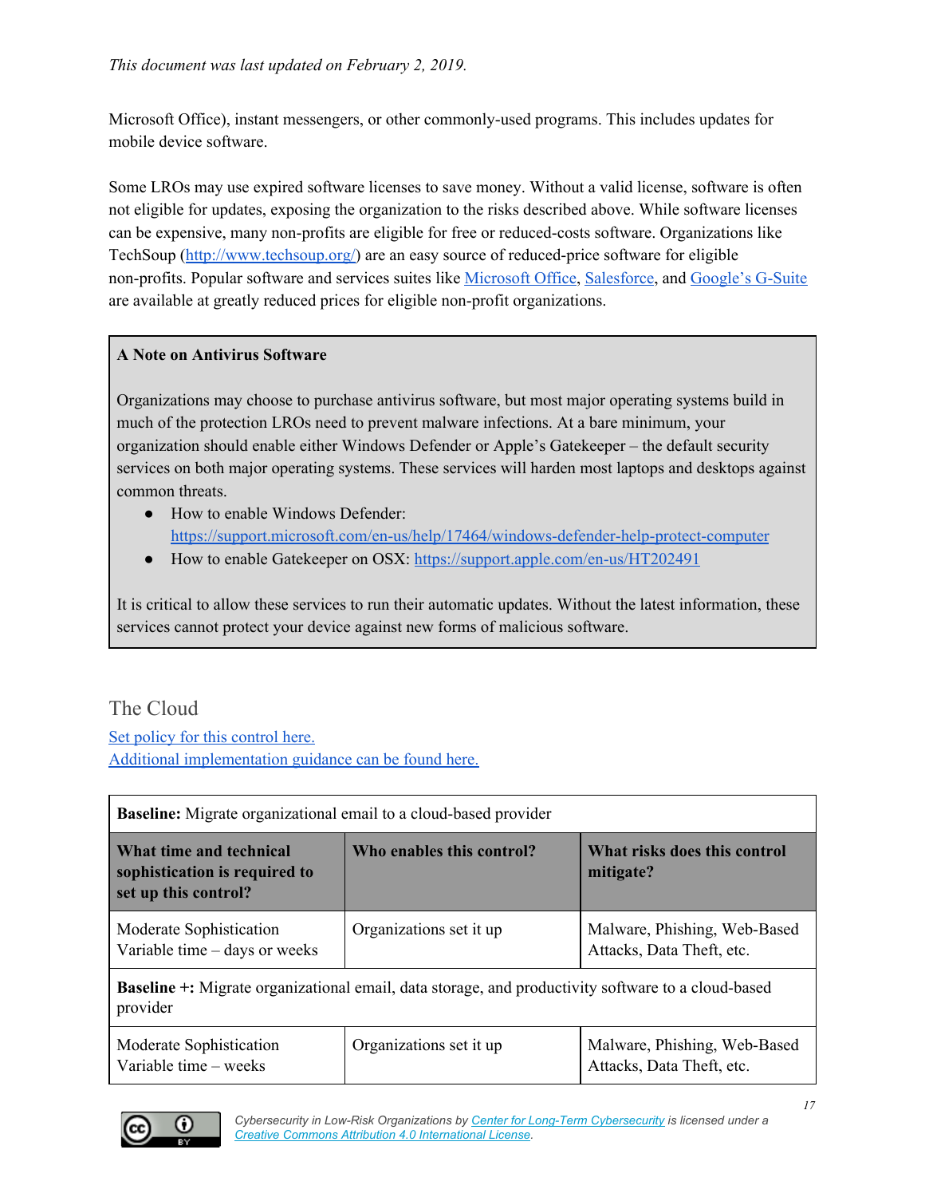Microsoft Office), instant messengers, or other commonly-used programs. This includes updates for mobile device software.

Some LROs may use expired software licenses to save money. Without a valid license, software is often not eligible for updates, exposing the organization to the risks described above. While software licenses can be expensive, many non-profits are eligible for free or reduced-costs software. Organizations like TechSoup (http://www.techsoup.org/) are an easy source of reduced-price software for eligible non-profits. Popular software and services suites like Microsoft Office, Salesforce, and Google's G-Suite are available at greatly reduced prices for eligible non-profit organizations.

> **A Note on Antivirus Software**
>
> Organizations may choose to purchase antivirus software, but most major operating systems build in much of the protection LROs need to prevent malware infections. At a bare minimum, your organization should enable either Windows Defender or Apple's Gatekeeper – the default security services on both major operating systems. These services will harden most laptops and desktops against common threats.
>
> - How to enable Windows Defender: https://support.microsoft.com/en-us/help/17464/windows-defender-help-protect-computer
> - How to enable Gatekeeper on OSX: https://support.apple.com/en-us/HT202491
>
> It is critical to allow these services to run their automatic updates. Without the latest information, these services cannot protect your device against new forms of malicious software.

## The Cloud

Set policy for this control here.
Additional implementation guidance can be found here.

| **Baseline:** Migrate organizational email to a cloud-based provider | | |
|---|---|---|
| **What time and technical sophistication is required to set up this control?** | **Who enables this control?** | **What risks does this control mitigate?** |
| Moderate Sophistication<br>Variable time – days or weeks | Organizations set it up | Malware, Phishing, Web-Based Attacks, Data Theft, etc. |
| **Baseline +:** Migrate organizational email, data storage, and productivity software to a cloud-based provider | | |
| Moderate Sophistication<br>Variable time – weeks | Organizations set it up | Malware, Phishing, Web-Based Attacks, Data Theft, etc. |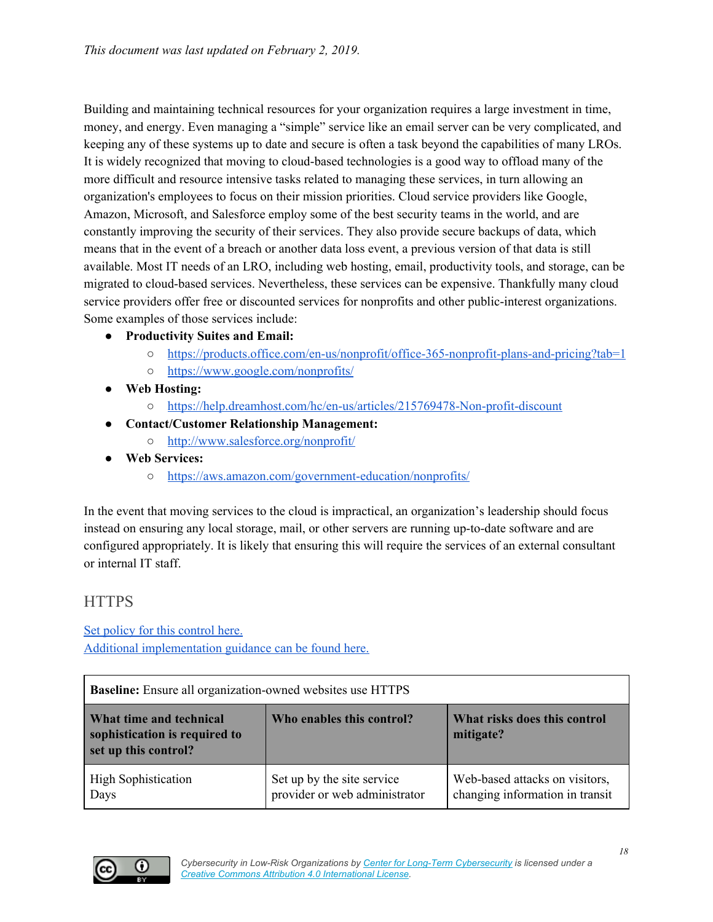*This document was last updated on February 2, 2019.*

Building and maintaining technical resources for your organization requires a large investment in time, money, and energy. Even managing a "simple" service like an email server can be very complicated, and keeping any of these systems up to date and secure is often a task beyond the capabilities of many LROs. It is widely recognized that moving to cloud-based technologies is a good way to offload many of the more difficult and resource intensive tasks related to managing these services, in turn allowing an organization's employees to focus on their mission priorities. Cloud service providers like Google, Amazon, Microsoft, and Salesforce employ some of the best security teams in the world, and are constantly improving the security of their services. They also provide secure backups of data, which means that in the event of a breach or another data loss event, a previous version of that data is still available. Most IT needs of an LRO, including web hosting, email, productivity tools, and storage, can be migrated to cloud-based services. Nevertheless, these services can be expensive. Thankfully many cloud service providers offer free or discounted services for nonprofits and other public-interest organizations. Some examples of those services include:

- **Productivity Suites and Email:**
  - https://products.office.com/en-us/nonprofit/office-365-nonprofit-plans-and-pricing?tab=1
  - https://www.google.com/nonprofits/
- **Web Hosting:**
  - https://help.dreamhost.com/hc/en-us/articles/215769478-Non-profit-discount
- **Contact/Customer Relationship Management:**
  - http://www.salesforce.org/nonprofit/
- **Web Services:**
  - https://aws.amazon.com/government-education/nonprofits/

In the event that moving services to the cloud is impractical, an organization's leadership should focus instead on ensuring any local storage, mail, or other servers are running up-to-date software and are configured appropriately. It is likely that ensuring this will require the services of an external consultant or internal IT staff.

## HTTPS

Set policy for this control here.
Additional implementation guidance can be found here.

| **Baseline:** Ensure all organization-owned websites use HTTPS | | |
|---|---|---|
| **What time and technical sophistication is required to set up this control?** | **Who enables this control?** | **What risks does this control mitigate?** |
| High Sophistication<br>Days | Set up by the site service provider or web administrator | Web-based attacks on visitors, changing information in transit |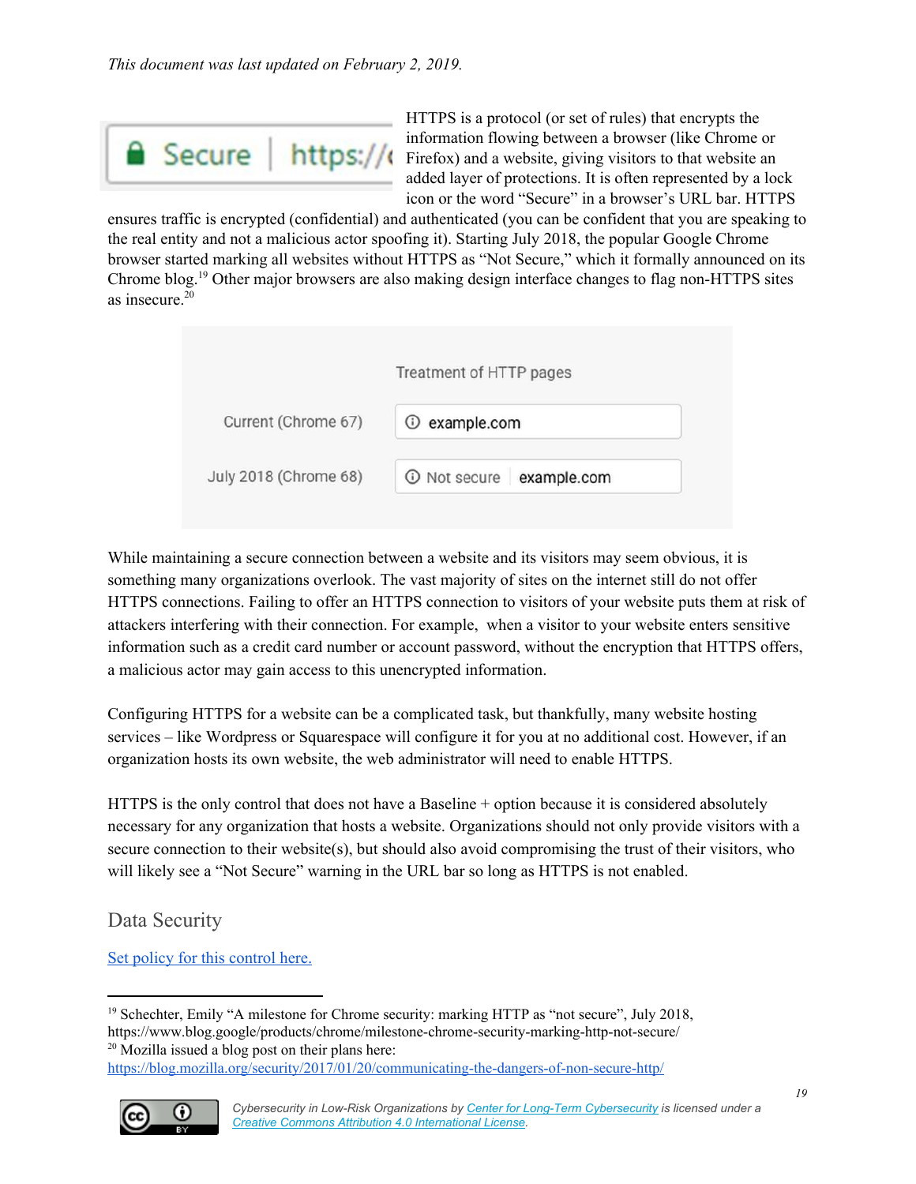*This document was last updated on February 2, 2019.*

HTTPS is a protocol (or set of rules) that encrypts the information flowing between a browser (like Chrome or Firefox) and a website, giving visitors to that website an added layer of protections. It is often represented by a lock icon or the word "Secure" in a browser's URL bar. HTTPS ensures traffic is encrypted (confidential) and authenticated (you can be confident that you are speaking to the real entity and not a malicious actor spoofing it). Starting July 2018, the popular Google Chrome browser started marking all websites without HTTPS as "Not Secure," which it formally announced on its Chrome blog.[19] Other major browsers are also making design interface changes to flag non-HTTPS sites as insecure.[20]

| | Treatment of HTTP pages |
|---|---|
| Current (Chrome 67) | ⓘ example.com |
| July 2018 (Chrome 68) | ⓘ Not secure \| example.com |

While maintaining a secure connection between a website and its visitors may seem obvious, it is something many organizations overlook. The vast majority of sites on the internet still do not offer HTTPS connections. Failing to offer an HTTPS connection to visitors of your website puts them at risk of attackers interfering with their connection. For example, when a visitor to your website enters sensitive information such as a credit card number or account password, without the encryption that HTTPS offers, a malicious actor may gain access to this unencrypted information.

Configuring HTTPS for a website can be a complicated task, but thankfully, many website hosting services – like Wordpress or Squarespace will configure it for you at no additional cost. However, if an organization hosts its own website, the web administrator will need to enable HTTPS.

HTTPS is the only control that does not have a Baseline + option because it is considered absolutely necessary for any organization that hosts a website. Organizations should not only provide visitors with a secure connection to their website(s), but should also avoid compromising the trust of their visitors, who will likely see a "Not Secure" warning in the URL bar so long as HTTPS is not enabled.

## Data Security

Set policy for this control here.

---

[19] Schechter, Emily "A milestone for Chrome security: marking HTTP as "not secure", July 2018, https://www.blog.google/products/chrome/milestone-chrome-security-marking-http-not-secure/

[20] Mozilla issued a blog post on their plans here: https://blog.mozilla.org/security/2017/01/20/communicating-the-dangers-of-non-secure-http/

*Cybersecurity in Low-Risk Organizations by Center for Long-Term Cybersecurity is licensed under a Creative Commons Attribution 4.0 International License.*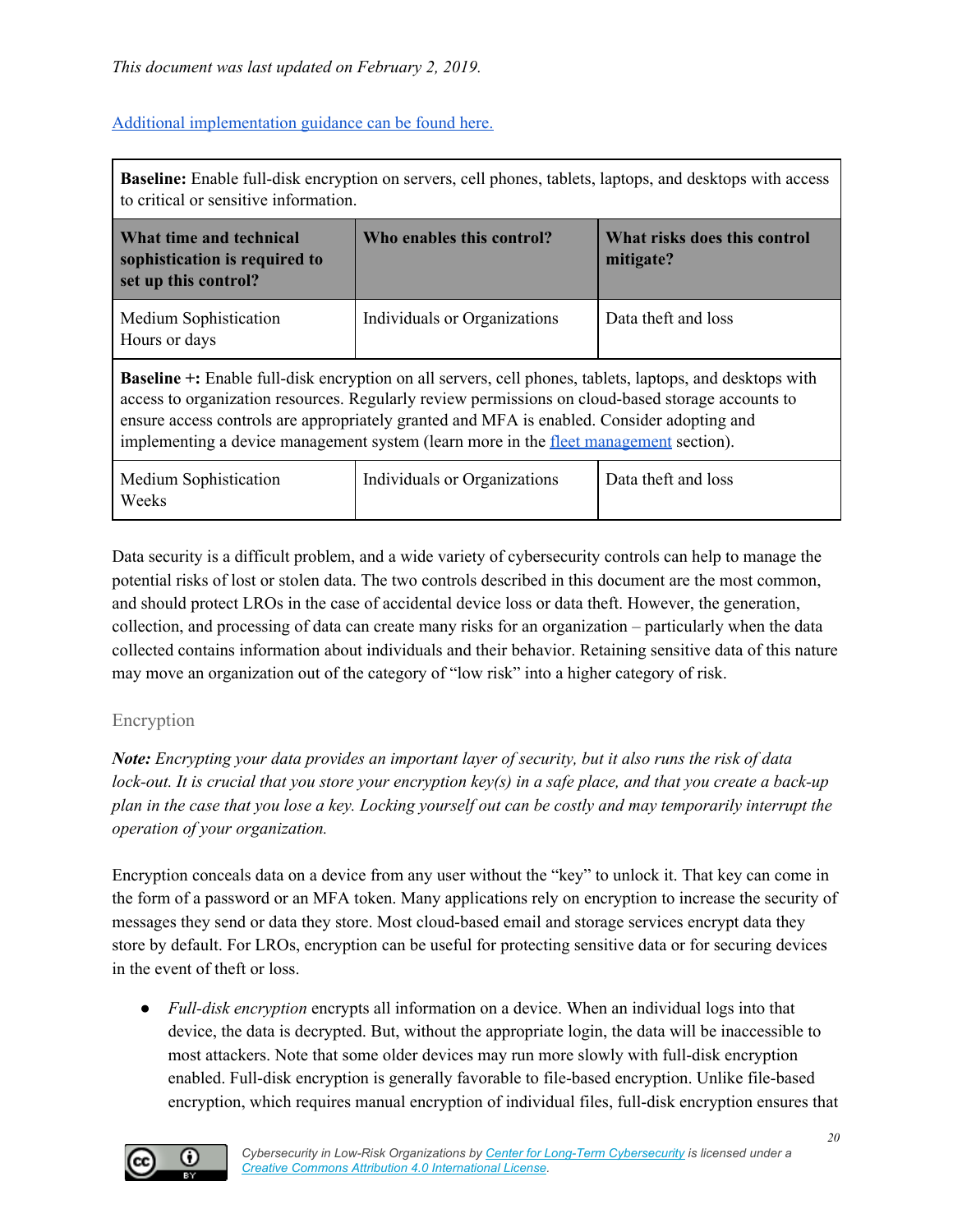*This document was last updated on February 2, 2019.*

[Additional implementation guidance can be found here.]

| **Baseline:** Enable full-disk encryption on servers, cell phones, tablets, laptops, and desktops with access to critical or sensitive information. | | |
|---|---|---|
| **What time and technical sophistication is required to set up this control?** | **Who enables this control?** | **What risks does this control mitigate?** |
| Medium Sophistication<br>Hours or days | Individuals or Organizations | Data theft and loss |
| **Baseline +:** Enable full-disk encryption on all servers, cell phones, tablets, laptops, and desktops with access to organization resources. Regularly review permissions on cloud-based storage accounts to ensure access controls are appropriately granted and MFA is enabled. Consider adopting and implementing a device management system (learn more in the fleet management section). | | |
| Medium Sophistication<br>Weeks | Individuals or Organizations | Data theft and loss |

Data security is a difficult problem, and a wide variety of cybersecurity controls can help to manage the potential risks of lost or stolen data. The two controls described in this document are the most common, and should protect LROs in the case of accidental device loss or data theft. However, the generation, collection, and processing of data can create many risks for an organization – particularly when the data collected contains information about individuals and their behavior. Retaining sensitive data of this nature may move an organization out of the category of "low risk" into a higher category of risk.

## Encryption

***Note:*** *Encrypting your data provides an important layer of security, but it also runs the risk of data lock-out. It is crucial that you store your encryption key(s) in a safe place, and that you create a back-up plan in the case that you lose a key. Locking yourself out can be costly and may temporarily interrupt the operation of your organization.*

Encryption conceals data on a device from any user without the "key" to unlock it. That key can come in the form of a password or an MFA token. Many applications rely on encryption to increase the security of messages they send or data they store. Most cloud-based email and storage services encrypt data they store by default. For LROs, encryption can be useful for protecting sensitive data or for securing devices in the event of theft or loss.

- *Full-disk encryption* encrypts all information on a device. When an individual logs into that device, the data is decrypted. But, without the appropriate login, the data will be inaccessible to most attackers. Note that some older devices may run more slowly with full-disk encryption enabled. Full-disk encryption is generally favorable to file-based encryption. Unlike file-based encryption, which requires manual encryption of individual files, full-disk encryption ensures that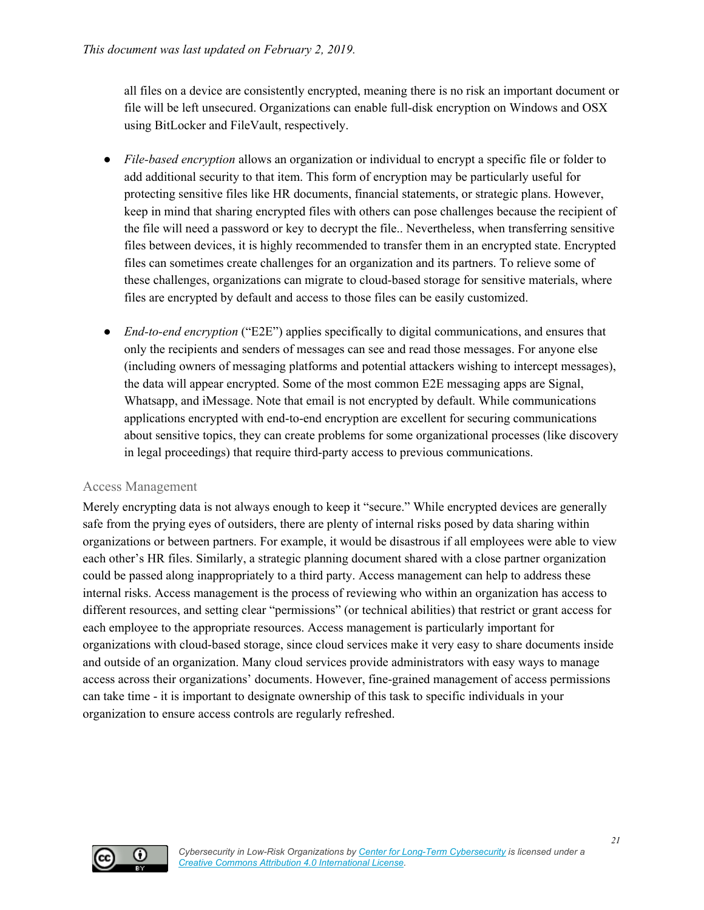all files on a device are consistently encrypted, meaning there is no risk an important document or file will be left unsecured. Organizations can enable full-disk encryption on Windows and OSX using BitLocker and FileVault, respectively.

- *File-based encryption* allows an organization or individual to encrypt a specific file or folder to add additional security to that item. This form of encryption may be particularly useful for protecting sensitive files like HR documents, financial statements, or strategic plans. However, keep in mind that sharing encrypted files with others can pose challenges because the recipient of the file will need a password or key to decrypt the file.. Nevertheless, when transferring sensitive files between devices, it is highly recommended to transfer them in an encrypted state. Encrypted files can sometimes create challenges for an organization and its partners. To relieve some of these challenges, organizations can migrate to cloud-based storage for sensitive materials, where files are encrypted by default and access to those files can be easily customized.

- *End-to-end encryption* ("E2E") applies specifically to digital communications, and ensures that only the recipients and senders of messages can see and read those messages. For anyone else (including owners of messaging platforms and potential attackers wishing to intercept messages), the data will appear encrypted. Some of the most common E2E messaging apps are Signal, Whatsapp, and iMessage. Note that email is not encrypted by default. While communications applications encrypted with end-to-end encryption are excellent for securing communications about sensitive topics, they can create problems for some organizational processes (like discovery in legal proceedings) that require third-party access to previous communications.

### Access Management

Merely encrypting data is not always enough to keep it "secure." While encrypted devices are generally safe from the prying eyes of outsiders, there are plenty of internal risks posed by data sharing within organizations or between partners. For example, it would be disastrous if all employees were able to view each other's HR files. Similarly, a strategic planning document shared with a close partner organization could be passed along inappropriately to a third party. Access management can help to address these internal risks. Access management is the process of reviewing who within an organization has access to different resources, and setting clear "permissions" (or technical abilities) that restrict or grant access for each employee to the appropriate resources. Access management is particularly important for organizations with cloud-based storage, since cloud services make it very easy to share documents inside and outside of an organization. Many cloud services provide administrators with easy ways to manage access across their organizations' documents. However, fine-grained management of access permissions can take time - it is important to designate ownership of this task to specific individuals in your organization to ensure access controls are regularly refreshed.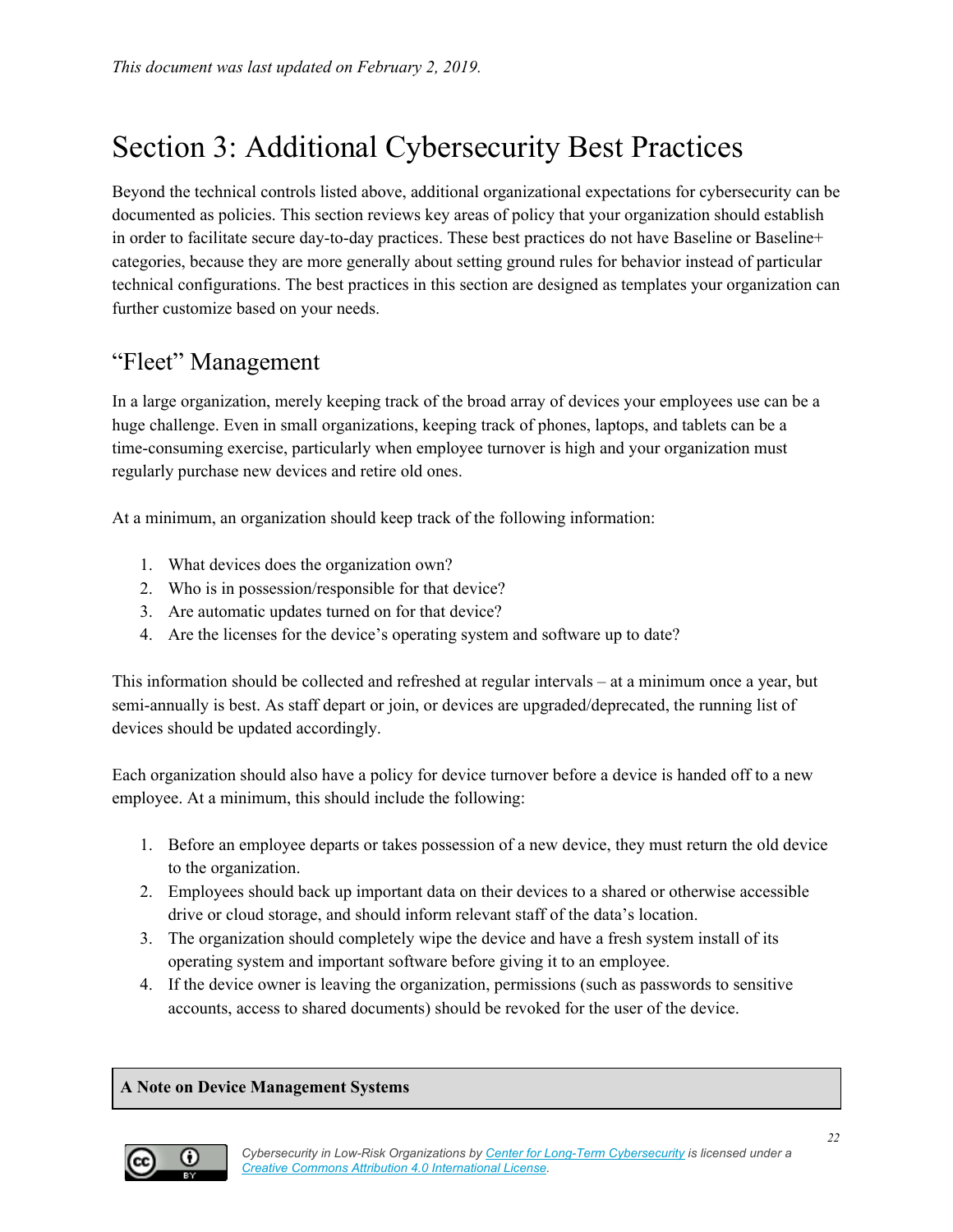*This document was last updated on February 2, 2019.*

# Section 3: Additional Cybersecurity Best Practices

Beyond the technical controls listed above, additional organizational expectations for cybersecurity can be documented as policies. This section reviews key areas of policy that your organization should establish in order to facilitate secure day-to-day practices. These best practices do not have Baseline or Baseline+ categories, because they are more generally about setting ground rules for behavior instead of particular technical configurations. The best practices in this section are designed as templates your organization can further customize based on your needs.

## "Fleet" Management

In a large organization, merely keeping track of the broad array of devices your employees use can be a huge challenge. Even in small organizations, keeping track of phones, laptops, and tablets can be a time-consuming exercise, particularly when employee turnover is high and your organization must regularly purchase new devices and retire old ones.

At a minimum, an organization should keep track of the following information:

1. What devices does the organization own?
2. Who is in possession/responsible for that device?
3. Are automatic updates turned on for that device?
4. Are the licenses for the device's operating system and software up to date?

This information should be collected and refreshed at regular intervals – at a minimum once a year, but semi-annually is best. As staff depart or join, or devices are upgraded/deprecated, the running list of devices should be updated accordingly.

Each organization should also have a policy for device turnover before a device is handed off to a new employee. At a minimum, this should include the following:

1. Before an employee departs or takes possession of a new device, they must return the old device to the organization.
2. Employees should back up important data on their devices to a shared or otherwise accessible drive or cloud storage, and should inform relevant staff of the data's location.
3. The organization should completely wipe the device and have a fresh system install of its operating system and important software before giving it to an employee.
4. If the device owner is leaving the organization, permissions (such as passwords to sensitive accounts, access to shared documents) should be revoked for the user of the device.

**A Note on Device Management Systems**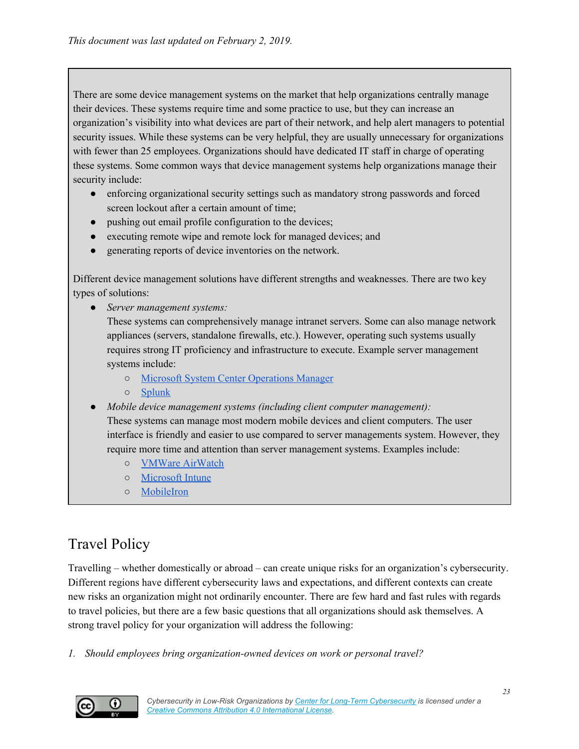*This document was last updated on February 2, 2019.*

There are some device management systems on the market that help organizations centrally manage their devices. These systems require time and some practice to use, but they can increase an organization's visibility into what devices are part of their network, and help alert managers to potential security issues. While these systems can be very helpful, they are usually unnecessary for organizations with fewer than 25 employees. Organizations should have dedicated IT staff in charge of operating these systems. Some common ways that device management systems help organizations manage their security include:

- enforcing organizational security settings such as mandatory strong passwords and forced screen lockout after a certain amount of time;
- pushing out email profile configuration to the devices;
- executing remote wipe and remote lock for managed devices; and
- generating reports of device inventories on the network.

Different device management solutions have different strengths and weaknesses. There are two key types of solutions:

- *Server management systems:*
  These systems can comprehensively manage intranet servers. Some can also manage network appliances (servers, standalone firewalls, etc.). However, operating such systems usually requires strong IT proficiency and infrastructure to execute. Example server management systems include:
  - Microsoft System Center Operations Manager
  - Splunk
- *Mobile device management systems (including client computer management):*
  These systems can manage most modern mobile devices and client computers. The user interface is friendly and easier to use compared to server managements system. However, they require more time and attention than server management systems. Examples include:
  - VMWare AirWatch
  - Microsoft Intune
  - MobileIron

## Travel Policy

Travelling – whether domestically or abroad – can create unique risks for an organization's cybersecurity. Different regions have different cybersecurity laws and expectations, and different contexts can create new risks an organization might not ordinarily encounter. There are few hard and fast rules with regards to travel policies, but there are a few basic questions that all organizations should ask themselves. A strong travel policy for your organization will address the following:

1. *Should employees bring organization-owned devices on work or personal travel?*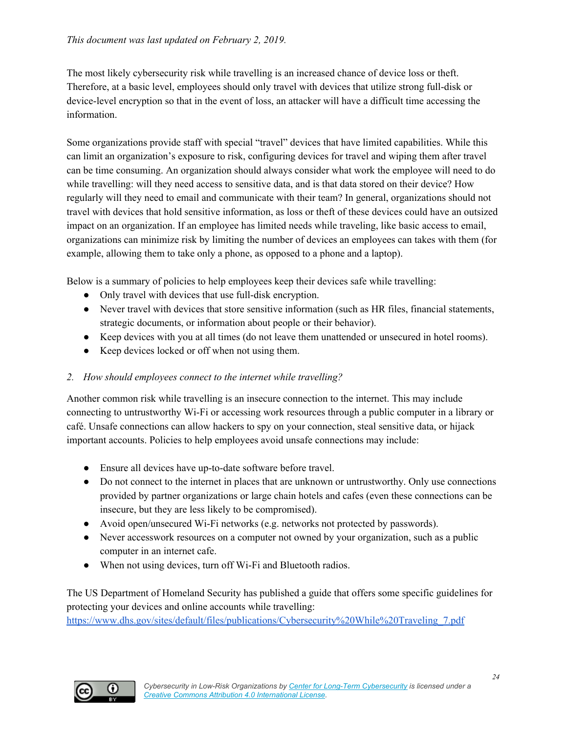*This document was last updated on February 2, 2019.*

The most likely cybersecurity risk while travelling is an increased chance of device loss or theft. Therefore, at a basic level, employees should only travel with devices that utilize strong full-disk or device-level encryption so that in the event of loss, an attacker will have a difficult time accessing the information.

Some organizations provide staff with special "travel" devices that have limited capabilities. While this can limit an organization's exposure to risk, configuring devices for travel and wiping them after travel can be time consuming. An organization should always consider what work the employee will need to do while travelling: will they need access to sensitive data, and is that data stored on their device? How regularly will they need to email and communicate with their team? In general, organizations should not travel with devices that hold sensitive information, as loss or theft of these devices could have an outsized impact on an organization. If an employee has limited needs while traveling, like basic access to email, organizations can minimize risk by limiting the number of devices an employees can takes with them (for example, allowing them to take only a phone, as opposed to a phone and a laptop).

Below is a summary of policies to help employees keep their devices safe while travelling:

- Only travel with devices that use full-disk encryption.
- Never travel with devices that store sensitive information (such as HR files, financial statements, strategic documents, or information about people or their behavior).
- Keep devices with you at all times (do not leave them unattended or unsecured in hotel rooms).
- Keep devices locked or off when not using them.

*2. How should employees connect to the internet while travelling?*

Another common risk while travelling is an insecure connection to the internet. This may include connecting to untrustworthy Wi-Fi or accessing work resources through a public computer in a library or café. Unsafe connections can allow hackers to spy on your connection, steal sensitive data, or hijack important accounts. Policies to help employees avoid unsafe connections may include:

- Ensure all devices have up-to-date software before travel.
- Do not connect to the internet in places that are unknown or untrustworthy. Only use connections provided by partner organizations or large chain hotels and cafes (even these connections can be insecure, but they are less likely to be compromised).
- Avoid open/unsecured Wi-Fi networks (e.g. networks not protected by passwords).
- Never accesswork resources on a computer not owned by your organization, such as a public computer in an internet cafe.
- When not using devices, turn off Wi-Fi and Bluetooth radios.

The US Department of Homeland Security has published a guide that offers some specific guidelines for protecting your devices and online accounts while travelling: [https://www.dhs.gov/sites/default/files/publications/Cybersecurity%20While%20Traveling_7.pdf](https://www.dhs.gov/sites/default/files/publications/Cybersecurity%20While%20Traveling_7.pdf)

*Cybersecurity in Low-Risk Organizations by [Center for Long-Term Cybersecurity](#) is licensed under a [Creative Commons Attribution 4.0 International License](#).*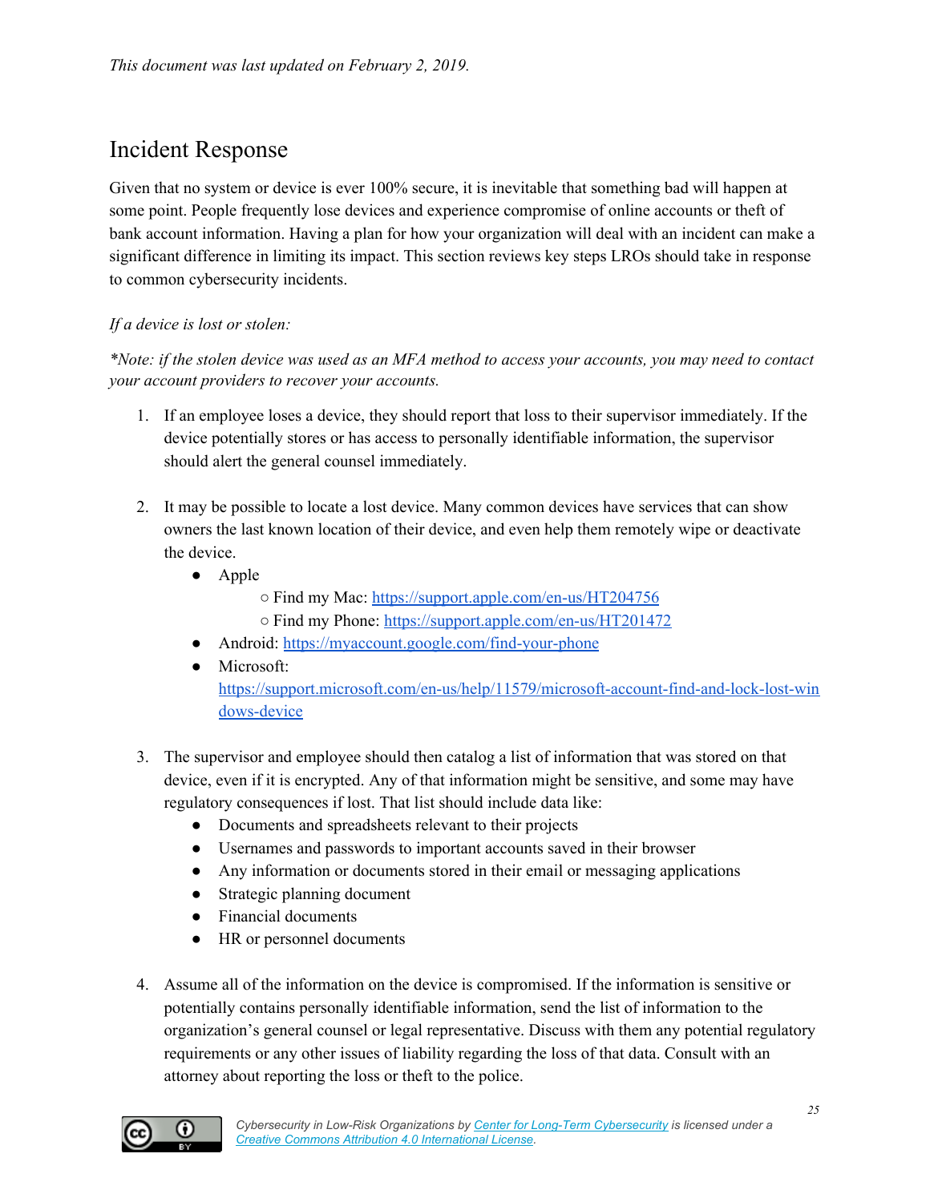*This document was last updated on February 2, 2019.*

## Incident Response

Given that no system or device is ever 100% secure, it is inevitable that something bad will happen at some point. People frequently lose devices and experience compromise of online accounts or theft of bank account information. Having a plan for how your organization will deal with an incident can make a significant difference in limiting its impact. This section reviews key steps LROs should take in response to common cybersecurity incidents.

*If a device is lost or stolen:*

**Note: if the stolen device was used as an MFA method to access your accounts, you may need to contact your account providers to recover your accounts.*

1. If an employee loses a device, they should report that loss to their supervisor immediately. If the device potentially stores or has access to personally identifiable information, the supervisor should alert the general counsel immediately.

2. It may be possible to locate a lost device. Many common devices have services that can show owners the last known location of their device, and even help them remotely wipe or deactivate the device.
   - Apple
     - Find my Mac: https://support.apple.com/en-us/HT204756
     - Find my Phone: https://support.apple.com/en-us/HT201472
   - Android: https://myaccount.google.com/find-your-phone
   - Microsoft: https://support.microsoft.com/en-us/help/11579/microsoft-account-find-and-lock-lost-windows-device

3. The supervisor and employee should then catalog a list of information that was stored on that device, even if it is encrypted. Any of that information might be sensitive, and some may have regulatory consequences if lost. That list should include data like:
   - Documents and spreadsheets relevant to their projects
   - Usernames and passwords to important accounts saved in their browser
   - Any information or documents stored in their email or messaging applications
   - Strategic planning document
   - Financial documents
   - HR or personnel documents

4. Assume all of the information on the device is compromised. If the information is sensitive or potentially contains personally identifiable information, send the list of information to the organization's general counsel or legal representative. Discuss with them any potential regulatory requirements or any other issues of liability regarding the loss of that data. Consult with an attorney about reporting the loss or theft to the police.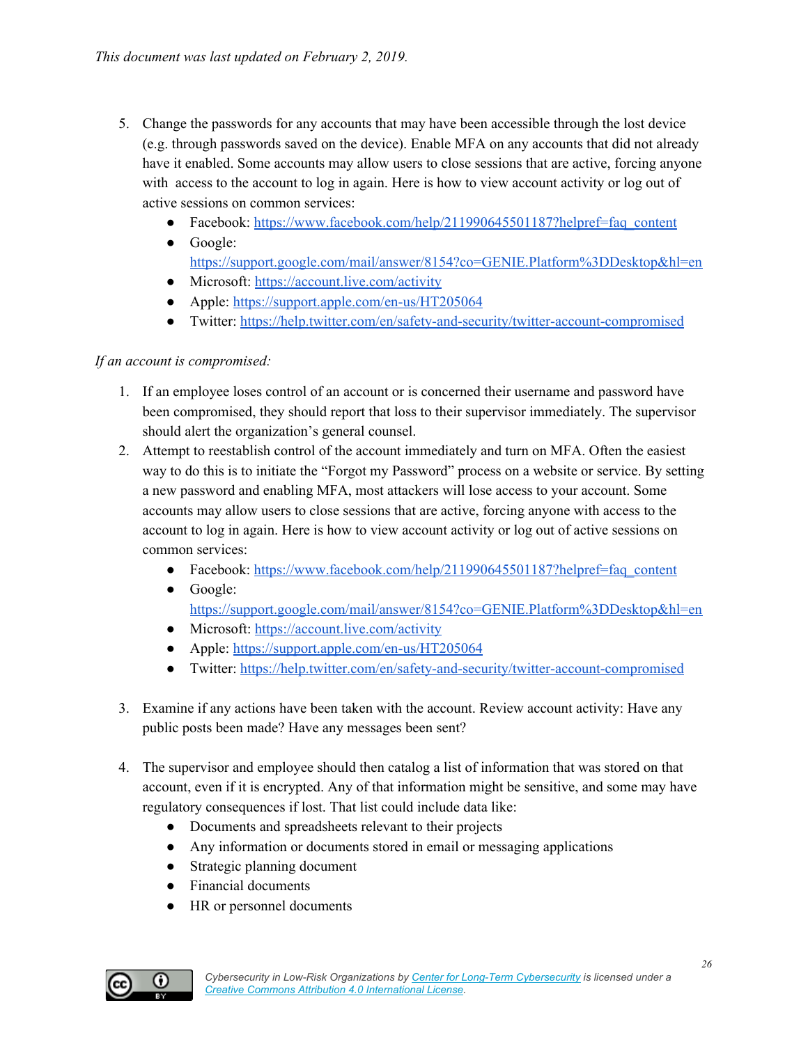*This document was last updated on February 2, 2019.*

5. Change the passwords for any accounts that may have been accessible through the lost device (e.g. through passwords saved on the device). Enable MFA on any accounts that did not already have it enabled. Some accounts may allow users to close sessions that are active, forcing anyone with access to the account to log in again. Here is how to view account activity or log out of active sessions on common services:
   - Facebook: https://www.facebook.com/help/211990645501187?helpref=faq_content
   - Google: https://support.google.com/mail/answer/8154?co=GENIE.Platform%3DDesktop&hl=en
   - Microsoft: https://account.live.com/activity
   - Apple: https://support.apple.com/en-us/HT205064
   - Twitter: https://help.twitter.com/en/safety-and-security/twitter-account-compromised

*If an account is compromised:*

1. If an employee loses control of an account or is concerned their username and password have been compromised, they should report that loss to their supervisor immediately. The supervisor should alert the organization's general counsel.
2. Attempt to reestablish control of the account immediately and turn on MFA. Often the easiest way to do this is to initiate the "Forgot my Password" process on a website or service. By setting a new password and enabling MFA, most attackers will lose access to your account. Some accounts may allow users to close sessions that are active, forcing anyone with access to the account to log in again. Here is how to view account activity or log out of active sessions on common services:
   - Facebook: https://www.facebook.com/help/211990645501187?helpref=faq_content
   - Google: https://support.google.com/mail/answer/8154?co=GENIE.Platform%3DDesktop&hl=en
   - Microsoft: https://account.live.com/activity
   - Apple: https://support.apple.com/en-us/HT205064
   - Twitter: https://help.twitter.com/en/safety-and-security/twitter-account-compromised

3. Examine if any actions have been taken with the account. Review account activity: Have any public posts been made? Have any messages been sent?

4. The supervisor and employee should then catalog a list of information that was stored on that account, even if it is encrypted. Any of that information might be sensitive, and some may have regulatory consequences if lost. That list could include data like:
   - Documents and spreadsheets relevant to their projects
   - Any information or documents stored in email or messaging applications
   - Strategic planning document
   - Financial documents
   - HR or personnel documents

*Cybersecurity in Low-Risk Organizations by Center for Long-Term Cybersecurity is licensed under a Creative Commons Attribution 4.0 International License.*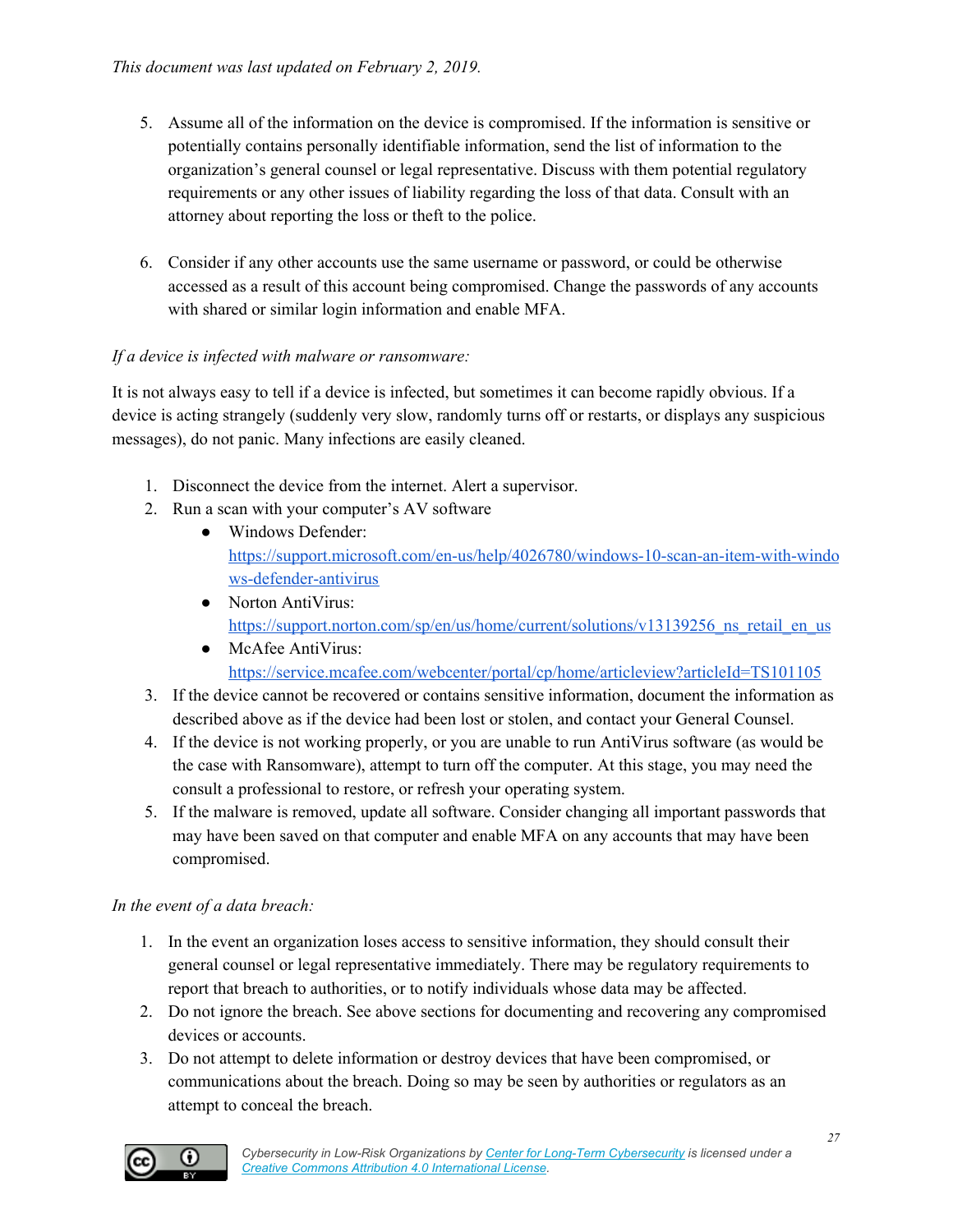*This document was last updated on February 2, 2019.*

5. Assume all of the information on the device is compromised. If the information is sensitive or potentially contains personally identifiable information, send the list of information to the organization's general counsel or legal representative. Discuss with them potential regulatory requirements or any other issues of liability regarding the loss of that data. Consult with an attorney about reporting the loss or theft to the police.

6. Consider if any other accounts use the same username or password, or could be otherwise accessed as a result of this account being compromised. Change the passwords of any accounts with shared or similar login information and enable MFA.

*If a device is infected with malware or ransomware:*

It is not always easy to tell if a device is infected, but sometimes it can become rapidly obvious. If a device is acting strangely (suddenly very slow, randomly turns off or restarts, or displays any suspicious messages), do not panic. Many infections are easily cleaned.

1. Disconnect the device from the internet. Alert a supervisor.
2. Run a scan with your computer's AV software
   - Windows Defender: [https://support.microsoft.com/en-us/help/4026780/windows-10-scan-an-item-with-windows-defender-antivirus](https://support.microsoft.com/en-us/help/4026780/windows-10-scan-an-item-with-windows-defender-antivirus)
   - Norton AntiVirus: [https://support.norton.com/sp/en/us/home/current/solutions/v13139256_ns_retail_en_us](https://support.norton.com/sp/en/us/home/current/solutions/v13139256_ns_retail_en_us)
   - McAfee AntiVirus: [https://service.mcafee.com/webcenter/portal/cp/home/articleview?articleId=TS101105](https://service.mcafee.com/webcenter/portal/cp/home/articleview?articleId=TS101105)
3. If the device cannot be recovered or contains sensitive information, document the information as described above as if the device had been lost or stolen, and contact your General Counsel.
4. If the device is not working properly, or you are unable to run AntiVirus software (as would be the case with Ransomware), attempt to turn off the computer. At this stage, you may need the consult a professional to restore, or refresh your operating system.
5. If the malware is removed, update all software. Consider changing all important passwords that may have been saved on that computer and enable MFA on any accounts that may have been compromised.

*In the event of a data breach:*

1. In the event an organization loses access to sensitive information, they should consult their general counsel or legal representative immediately. There may be regulatory requirements to report that breach to authorities, or to notify individuals whose data may be affected.
2. Do not ignore the breach. See above sections for documenting and recovering any compromised devices or accounts.
3. Do not attempt to delete information or destroy devices that have been compromised, or communications about the breach. Doing so may be seen by authorities or regulators as an attempt to conceal the breach.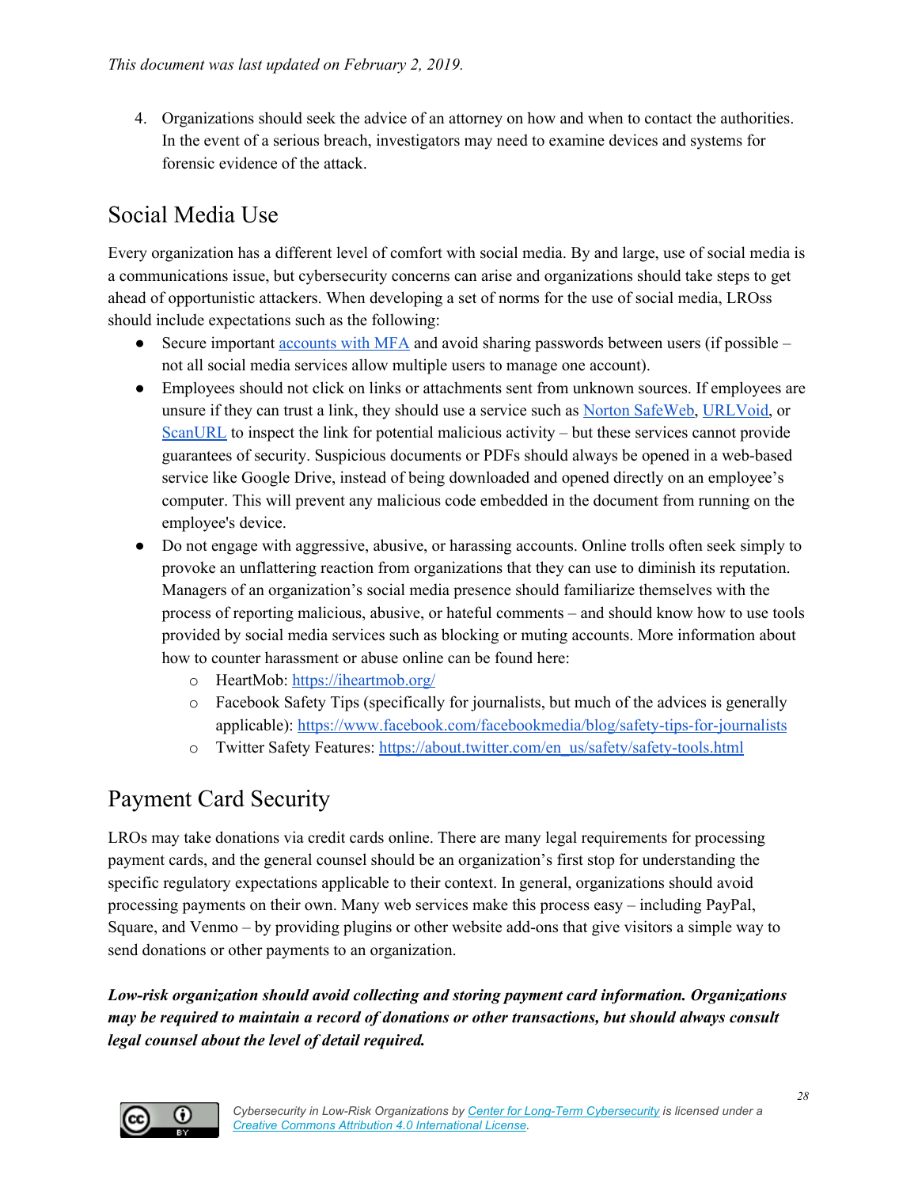4. Organizations should seek the advice of an attorney on how and when to contact the authorities. In the event of a serious breach, investigators may need to examine devices and systems for forensic evidence of the attack.

## Social Media Use

Every organization has a different level of comfort with social media. By and large, use of social media is a communications issue, but cybersecurity concerns can arise and organizations should take steps to get ahead of opportunistic attackers. When developing a set of norms for the use of social media, LROss should include expectations such as the following:

- Secure important [accounts with MFA]() and avoid sharing passwords between users (if possible – not all social media services allow multiple users to manage one account).
- Employees should not click on links or attachments sent from unknown sources. If employees are unsure if they can trust a link, they should use a service such as [Norton SafeWeb](), [URLVoid](), or [ScanURL]() to inspect the link for potential malicious activity – but these services cannot provide guarantees of security. Suspicious documents or PDFs should always be opened in a web-based service like Google Drive, instead of being downloaded and opened directly on an employee's computer. This will prevent any malicious code embedded in the document from running on the employee's device.
- Do not engage with aggressive, abusive, or harassing accounts. Online trolls often seek simply to provoke an unflattering reaction from organizations that they can use to diminish its reputation. Managers of an organization's social media presence should familiarize themselves with the process of reporting malicious, abusive, or hateful comments – and should know how to use tools provided by social media services such as blocking or muting accounts. More information about how to counter harassment or abuse online can be found here:
    - HeartMob: https://iheartmob.org/
    - Facebook Safety Tips (specifically for journalists, but much of the advices is generally applicable): https://www.facebook.com/facebookmedia/blog/safety-tips-for-journalists
    - Twitter Safety Features: https://about.twitter.com/en_us/safety/safety-tools.html

## Payment Card Security

LROs may take donations via credit cards online. There are many legal requirements for processing payment cards, and the general counsel should be an organization's first stop for understanding the specific regulatory expectations applicable to their context. In general, organizations should avoid processing payments on their own. Many web services make this process easy – including PayPal, Square, and Venmo – by providing plugins or other website add-ons that give visitors a simple way to send donations or other payments to an organization.

***Low-risk organization should avoid collecting and storing payment card information. Organizations may be required to maintain a record of donations or other transactions, but should always consult legal counsel about the level of detail required.***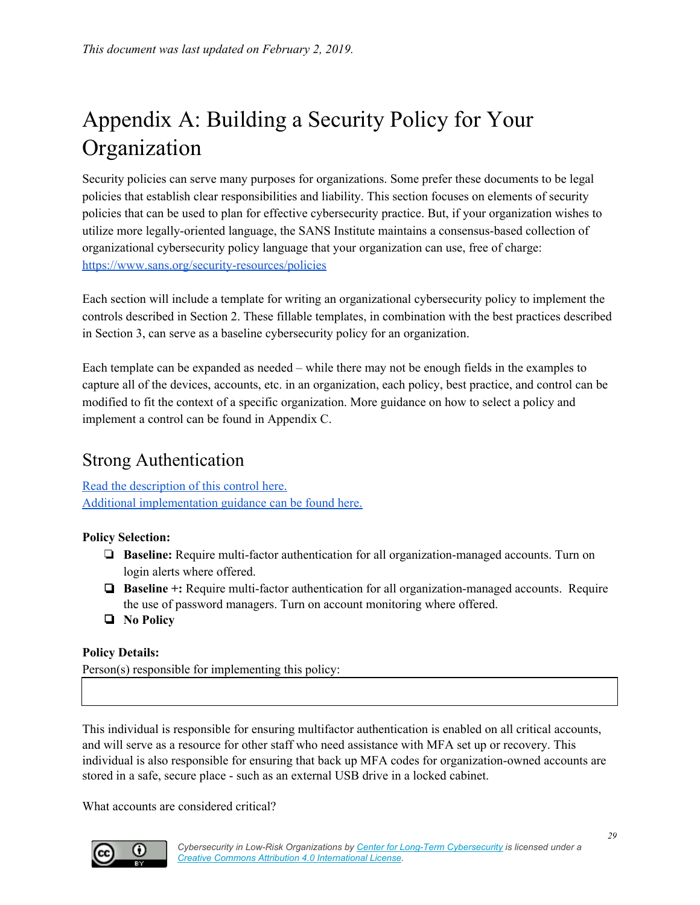*This document was last updated on February 2, 2019.*

# Appendix A: Building a Security Policy for Your Organization

Security policies can serve many purposes for organizations. Some prefer these documents to be legal policies that establish clear responsibilities and liability. This section focuses on elements of security policies that can be used to plan for effective cybersecurity practice. But, if your organization wishes to utilize more legally-oriented language, the SANS Institute maintains a consensus-based collection of organizational cybersecurity policy language that your organization can use, free of charge: https://www.sans.org/security-resources/policies

Each section will include a template for writing an organizational cybersecurity policy to implement the controls described in Section 2. These fillable templates, in combination with the best practices described in Section 3, can serve as a baseline cybersecurity policy for an organization.

Each template can be expanded as needed – while there may not be enough fields in the examples to capture all of the devices, accounts, etc. in an organization, each policy, best practice, and control can be modified to fit the context of a specific organization. More guidance on how to select a policy and implement a control can be found in Appendix C.

## Strong Authentication

Read the description of this control here.
Additional implementation guidance can be found here.

**Policy Selection:**

- ❏ **Baseline:** Require multi-factor authentication for all organization-managed accounts. Turn on login alerts where offered.
- ❏ **Baseline +:** Require multi-factor authentication for all organization-managed accounts. Require the use of password managers. Turn on account monitoring where offered.
- ❏ **No Policy**

**Policy Details:**

Person(s) responsible for implementing this policy:

| |
|---|
| |

This individual is responsible for ensuring multifactor authentication is enabled on all critical accounts, and will serve as a resource for other staff who need assistance with MFA set up or recovery. This individual is also responsible for ensuring that back up MFA codes for organization-owned accounts are stored in a safe, secure place - such as an external USB drive in a locked cabinet.

What accounts are considered critical?

*Cybersecurity in Low-Risk Organizations by Center for Long-Term Cybersecurity is licensed under a Creative Commons Attribution 4.0 International License.*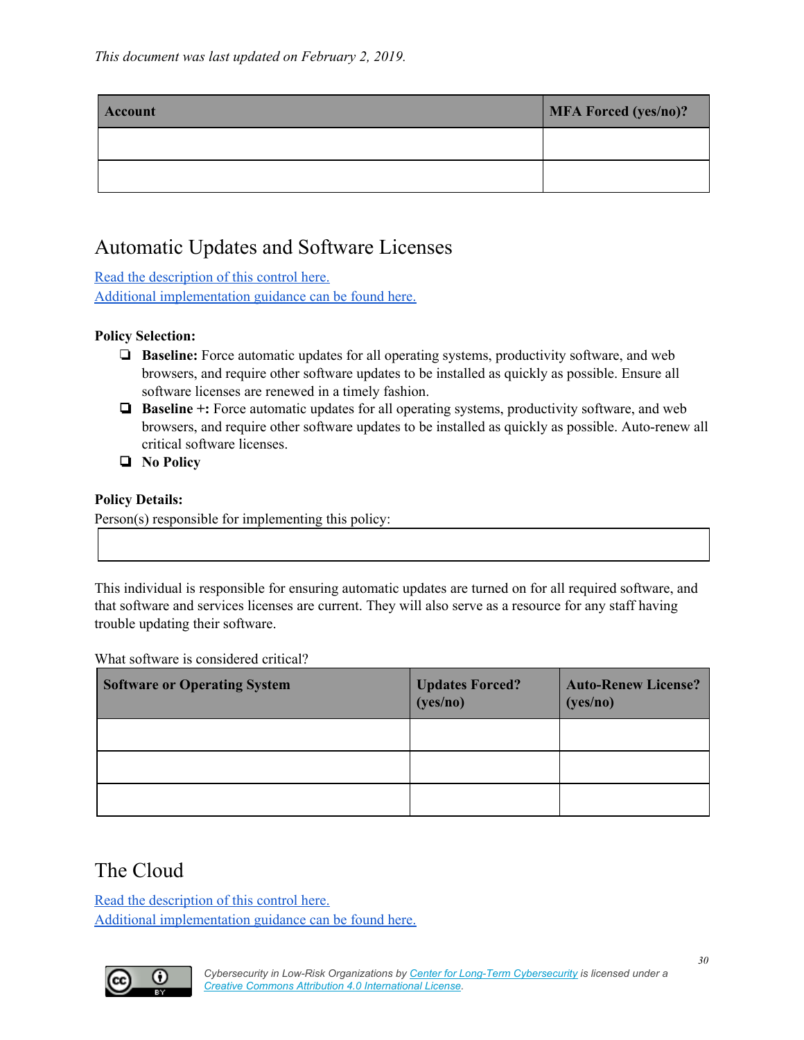*This document was last updated on February 2, 2019.*

| Account | MFA Forced (yes/no)? |
| --- | --- |
| | |
| | |

## Automatic Updates and Software Licenses

[Read the description of this control here.](#)
[Additional implementation guidance can be found here.](#)

**Policy Selection:**

- ❏ **Baseline:** Force automatic updates for all operating systems, productivity software, and web browsers, and require other software updates to be installed as quickly as possible. Ensure all software licenses are renewed in a timely fashion.
- ❏ **Baseline +:** Force automatic updates for all operating systems, productivity software, and web browsers, and require other software updates to be installed as quickly as possible. Auto-renew all critical software licenses.
- ❏ **No Policy**

**Policy Details:**
Person(s) responsible for implementing this policy:

| |
| --- |
| |

This individual is responsible for ensuring automatic updates are turned on for all required software, and that software and services licenses are current. They will also serve as a resource for any staff having trouble updating their software.

What software is considered critical?

| Software or Operating System | Updates Forced? (yes/no) | Auto-Renew License? (yes/no) |
| --- | --- | --- |
| | | |
| | | |
| | | |

## The Cloud

[Read the description of this control here.](#)
[Additional implementation guidance can be found here.](#)

*Cybersecurity in Low-Risk Organizations by [Center for Long-Term Cybersecurity](#) is licensed under a [Creative Commons Attribution 4.0 International License](#).*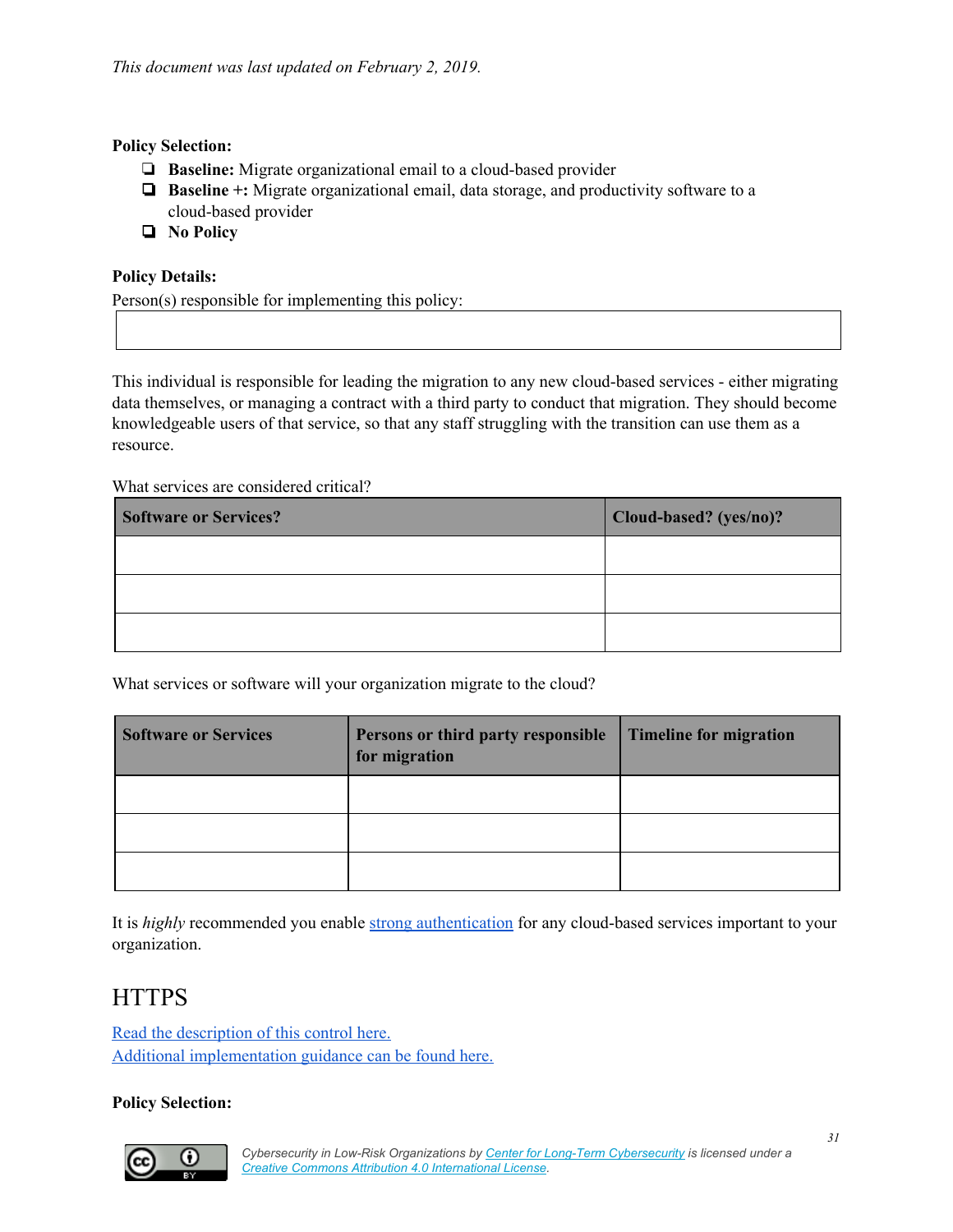*This document was last updated on February 2, 2019.*

**Policy Selection:**

- ❏ **Baseline:** Migrate organizational email to a cloud-based provider
- ❏ **Baseline +:** Migrate organizational email, data storage, and productivity software to a cloud-based provider
- ❏ **No Policy**

**Policy Details:**

Person(s) responsible for implementing this policy:

| |
|---|
| |

This individual is responsible for leading the migration to any new cloud-based services - either migrating data themselves, or managing a contract with a third party to conduct that migration. They should become knowledgeable users of that service, so that any staff struggling with the transition can use them as a resource.

What services are considered critical?

| Software or Services? | Cloud-based? (yes/no)? |
|---|---|
| | |
| | |
| | |

What services or software will your organization migrate to the cloud?

| Software or Services | Persons or third party responsible for migration | Timeline for migration |
|---|---|---|
| | | |
| | | |
| | | |

It is *highly* recommended you enable strong authentication for any cloud-based services important to your organization.

## HTTPS

Read the description of this control here.
Additional implementation guidance can be found here.

**Policy Selection:**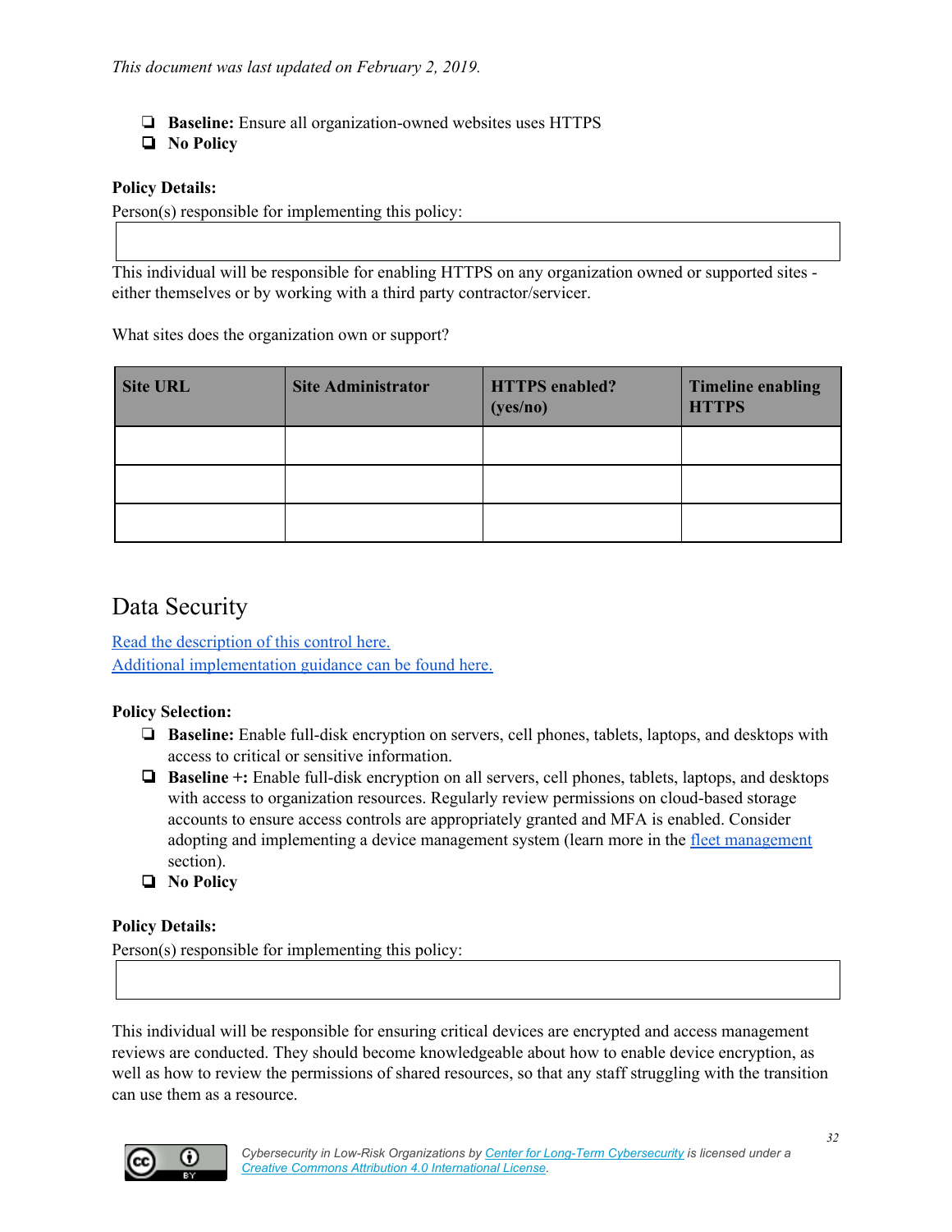*This document was last updated on February 2, 2019.*

- ❏ **Baseline:** Ensure all organization-owned websites uses HTTPS
- ❏ **No Policy**

**Policy Details:**

Person(s) responsible for implementing this policy:

| |
|---|
| |

This individual will be responsible for enabling HTTPS on any organization owned or supported sites - either themselves or by working with a third party contractor/servicer.

What sites does the organization own or support?

| Site URL | Site Administrator | HTTPS enabled? (yes/no) | Timeline enabling HTTPS |
|---|---|---|---|
| | | | |
| | | | |
| | | | |

## Data Security

[Read the description of this control here.]()
[Additional implementation guidance can be found here.]()

**Policy Selection:**

- ❏ **Baseline:** Enable full-disk encryption on servers, cell phones, tablets, laptops, and desktops with access to critical or sensitive information.
- ❏ **Baseline +:** Enable full-disk encryption on all servers, cell phones, tablets, laptops, and desktops with access to organization resources. Regularly review permissions on cloud-based storage accounts to ensure access controls are appropriately granted and MFA is enabled. Consider adopting and implementing a device management system (learn more in the [fleet management]() section).
- ❏ **No Policy**

**Policy Details:**

Person(s) responsible for implementing this policy:

| |
|---|
| |

This individual will be responsible for ensuring critical devices are encrypted and access management reviews are conducted. They should become knowledgeable about how to enable device encryption, as well as how to review the permissions of shared resources, so that any staff struggling with the transition can use them as a resource.

*Cybersecurity in Low-Risk Organizations by Center for Long-Term Cybersecurity is licensed under a Creative Commons Attribution 4.0 International License.*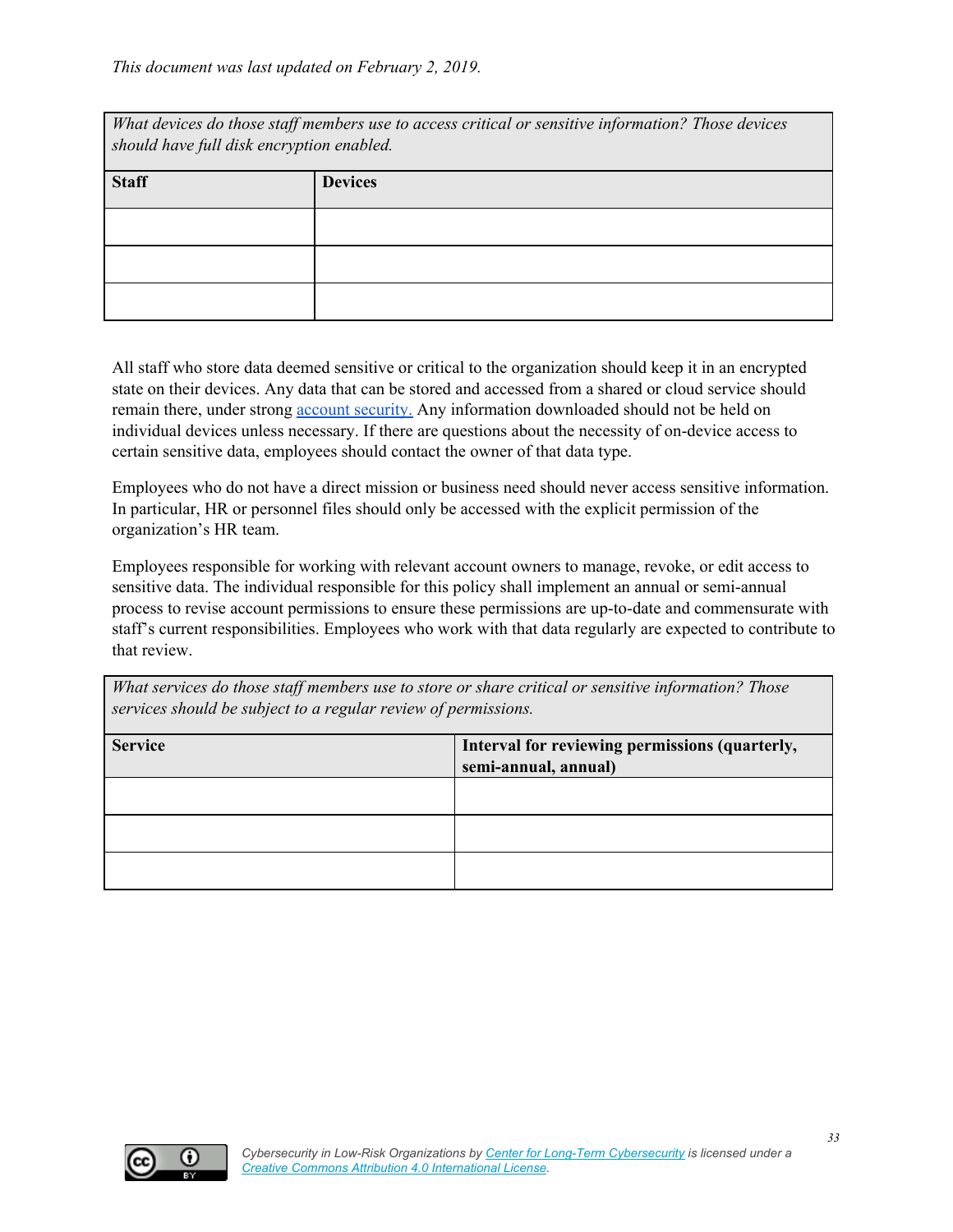*This document was last updated on February 2, 2019.*

| *What devices do those staff members use to access critical or sensitive information? Those devices should have full disk encryption enabled.* | |
|---|---|
| **Staff** | **Devices** |
| | |
| | |
| | |

All staff who store data deemed sensitive or critical to the organization should keep it in an encrypted state on their devices. Any data that can be stored and accessed from a shared or cloud service should remain there, under strong [account security.](#) Any information downloaded should not be held on individual devices unless necessary. If there are questions about the necessity of on-device access to certain sensitive data, employees should contact the owner of that data type.

Employees who do not have a direct mission or business need should never access sensitive information. In particular, HR or personnel files should only be accessed with the explicit permission of the organization's HR team.

Employees responsible for working with relevant account owners to manage, revoke, or edit access to sensitive data. The individual responsible for this policy shall implement an annual or semi-annual process to revise account permissions to ensure these permissions are up-to-date and commensurate with staff's current responsibilities. Employees who work with that data regularly are expected to contribute to that review.

| *What services do those staff members use to store or share critical or sensitive information? Those services should be subject to a regular review of permissions.* | |
|---|---|
| **Service** | **Interval for reviewing permissions (quarterly, semi-annual, annual)** |
| | |
| | |
| | |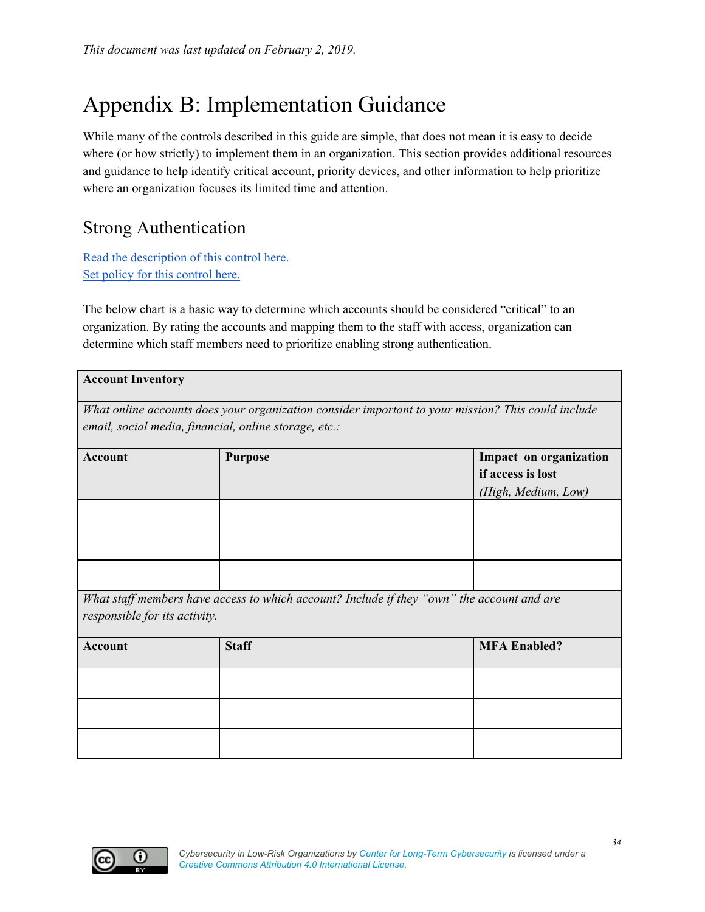*This document was last updated on February 2, 2019.*

# Appendix B: Implementation Guidance

While many of the controls described in this guide are simple, that does not mean it is easy to decide where (or how strictly) to implement them in an organization. This section provides additional resources and guidance to help identify critical account, priority devices, and other information to help prioritize where an organization focuses its limited time and attention.

## Strong Authentication

Read the description of this control here.
Set policy for this control here.

The below chart is a basic way to determine which accounts should be considered "critical" to an organization. By rating the accounts and mapping them to the staff with access, organization can determine which staff members need to prioritize enabling strong authentication.

| **Account Inventory** | | |
|---|---|---|
| *What online accounts does your organization consider important to your mission? This could include email, social media, financial, online storage, etc.:* | | |
| **Account** | **Purpose** | **Impact on organization if access is lost** *(High, Medium, Low)* |
| | | |
| | | |
| | | |
| *What staff members have access to which account? Include if they "own" the account and are responsible for its activity.* | | |
| **Account** | **Staff** | **MFA Enabled?** |
| | | |
| | | |
| | | |

Cybersecurity in Low-Risk Organizations by Center for Long-Term Cybersecurity is licensed under a Creative Commons Attribution 4.0 International License.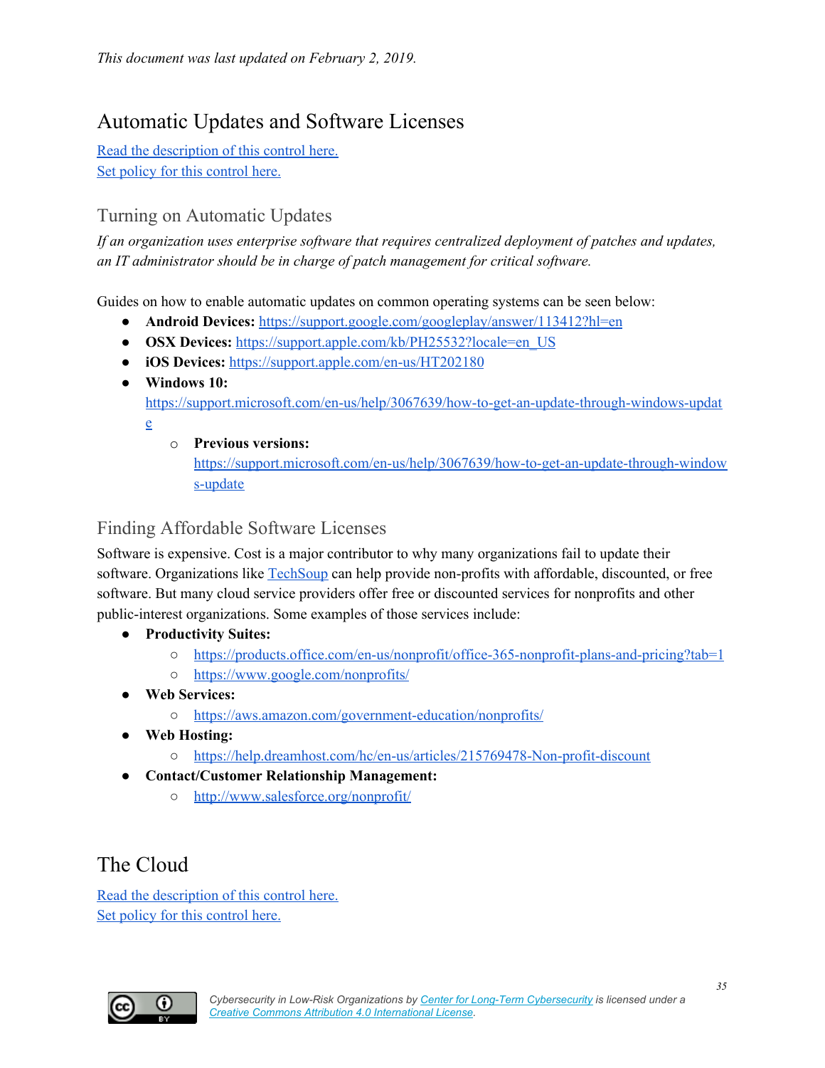*This document was last updated on February 2, 2019.*

## Automatic Updates and Software Licenses

[Read the description of this control here.]()
[Set policy for this control here.]()

### Turning on Automatic Updates

*If an organization uses enterprise software that requires centralized deployment of patches and updates, an IT administrator should be in charge of patch management for critical software.*

Guides on how to enable automatic updates on common operating systems can be seen below:

- **Android Devices:** https://support.google.com/googleplay/answer/113412?hl=en
- **OSX Devices:** https://support.apple.com/kb/PH25532?locale=en_US
- **iOS Devices:** https://support.apple.com/en-us/HT202180
- **Windows 10:** https://support.microsoft.com/en-us/help/3067639/how-to-get-an-update-through-windows-update
  - **Previous versions:** https://support.microsoft.com/en-us/help/3067639/how-to-get-an-update-through-windows-update

### Finding Affordable Software Licenses

Software is expensive. Cost is a major contributor to why many organizations fail to update their software. Organizations like [TechSoup]() can help provide non-profits with affordable, discounted, or free software. But many cloud service providers offer free or discounted services for nonprofits and other public-interest organizations. Some examples of those services include:

- **Productivity Suites:**
  - https://products.office.com/en-us/nonprofit/office-365-nonprofit-plans-and-pricing?tab=1
  - https://www.google.com/nonprofits/
- **Web Services:**
  - https://aws.amazon.com/government-education/nonprofits/
- **Web Hosting:**
  - https://help.dreamhost.com/hc/en-us/articles/215769478-Non-profit-discount
- **Contact/Customer Relationship Management:**
  - http://www.salesforce.org/nonprofit/

## The Cloud

[Read the description of this control here.]()
[Set policy for this control here.]()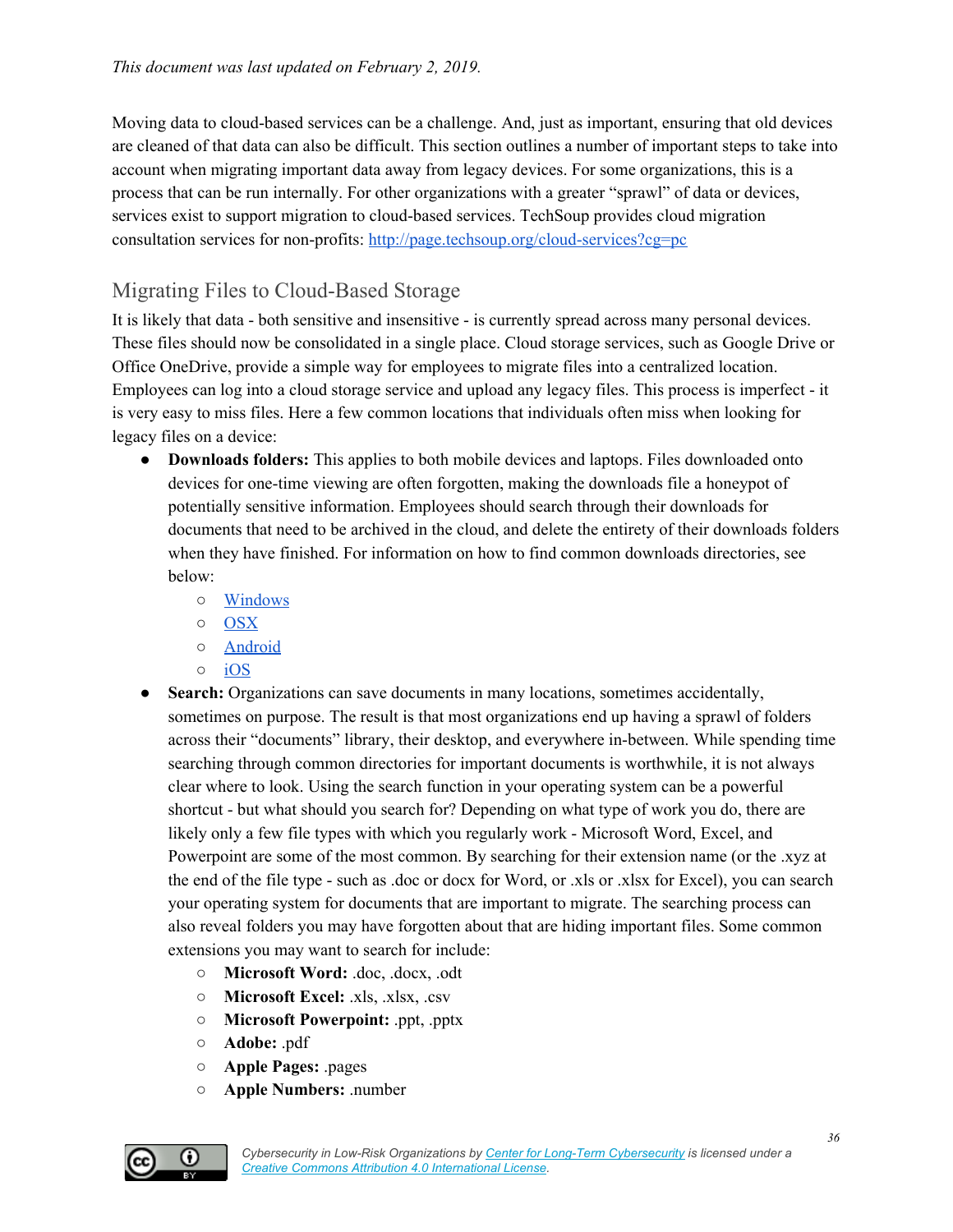*This document was last updated on February 2, 2019.*

Moving data to cloud-based services can be a challenge. And, just as important, ensuring that old devices are cleaned of that data can also be difficult. This section outlines a number of important steps to take into account when migrating important data away from legacy devices. For some organizations, this is a process that can be run internally. For other organizations with a greater "sprawl" of data or devices, services exist to support migration to cloud-based services. TechSoup provides cloud migration consultation services for non-profits: [http://page.techsoup.org/cloud-services?cg=pc](http://page.techsoup.org/cloud-services?cg=pc)

## Migrating Files to Cloud-Based Storage

It is likely that data - both sensitive and insensitive - is currently spread across many personal devices. These files should now be consolidated in a single place. Cloud storage services, such as Google Drive or Office OneDrive, provide a simple way for employees to migrate files into a centralized location. Employees can log into a cloud storage service and upload any legacy files. This process is imperfect - it is very easy to miss files. Here a few common locations that individuals often miss when looking for legacy files on a device:

- **Downloads folders:** This applies to both mobile devices and laptops. Files downloaded onto devices for one-time viewing are often forgotten, making the downloads file a honeypot of potentially sensitive information. Employees should search through their downloads for documents that need to be archived in the cloud, and delete the entirety of their downloads folders when they have finished. For information on how to find common downloads directories, see below:
  - Windows
  - OSX
  - Android
  - iOS
- **Search:** Organizations can save documents in many locations, sometimes accidentally, sometimes on purpose. The result is that most organizations end up having a sprawl of folders across their "documents" library, their desktop, and everywhere in-between. While spending time searching through common directories for important documents is worthwhile, it is not always clear where to look. Using the search function in your operating system can be a powerful shortcut - but what should you search for? Depending on what type of work you do, there are likely only a few file types with which you regularly work - Microsoft Word, Excel, and Powerpoint are some of the most common. By searching for their extension name (or the .xyz at the end of the file type - such as .doc or docx for Word, or .xls or .xlsx for Excel), you can search your operating system for documents that are important to migrate. The searching process can also reveal folders you may have forgotten about that are hiding important files. Some common extensions you may want to search for include:
  - **Microsoft Word:** .doc, .docx, .odt
  - **Microsoft Excel:** .xls, .xlsx, .csv
  - **Microsoft Powerpoint:** .ppt, .pptx
  - **Adobe:** .pdf
  - **Apple Pages:** .pages
  - **Apple Numbers:** .number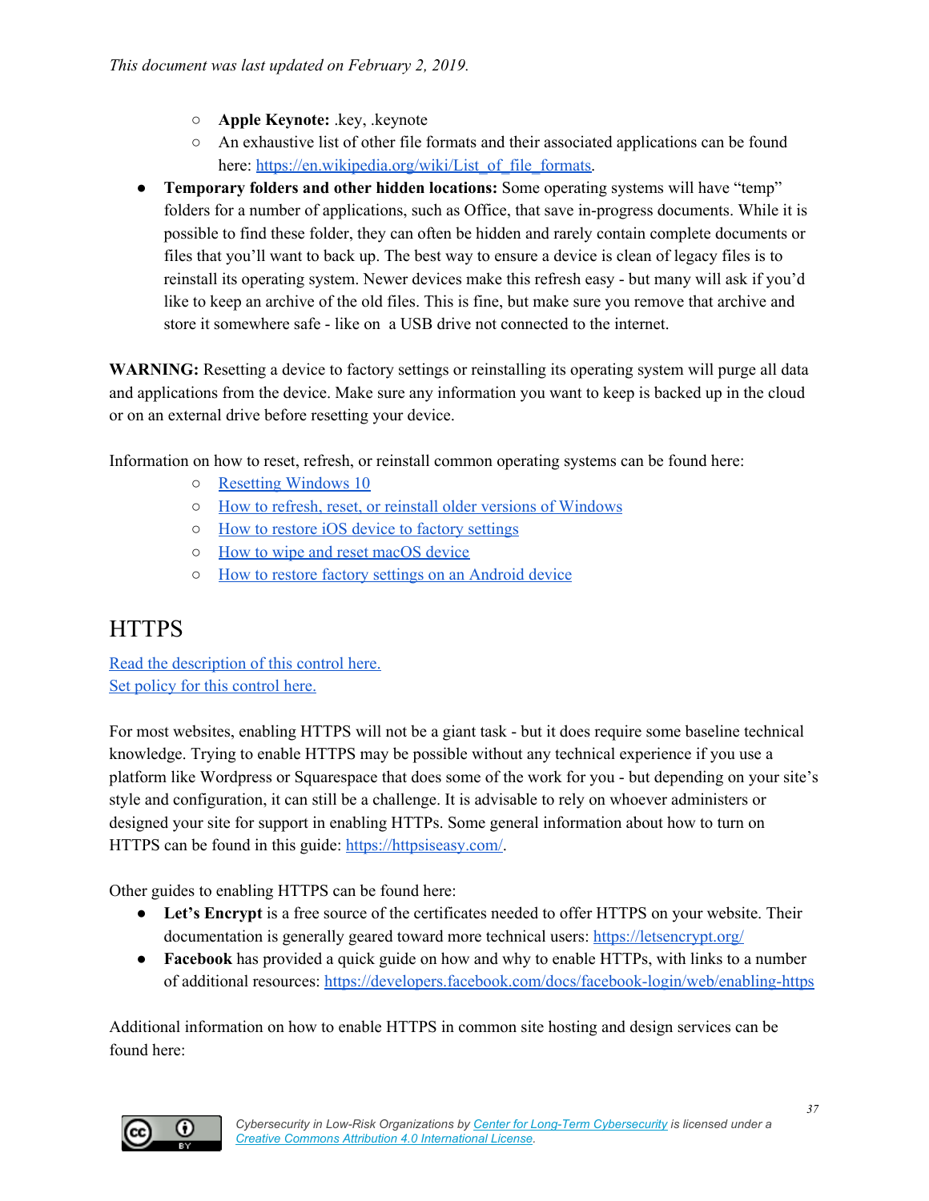*This document was last updated on February 2, 2019.*

- **Apple Keynote:** .key, .keynote
- An exhaustive list of other file formats and their associated applications can be found here: https://en.wikipedia.org/wiki/List_of_file_formats.

- **Temporary folders and other hidden locations:** Some operating systems will have "temp" folders for a number of applications, such as Office, that save in-progress documents. While it is possible to find these folder, they can often be hidden and rarely contain complete documents or files that you'll want to back up. The best way to ensure a device is clean of legacy files is to reinstall its operating system. Newer devices make this refresh easy - but many will ask if you'd like to keep an archive of the old files. This is fine, but make sure you remove that archive and store it somewhere safe - like on a USB drive not connected to the internet.

**WARNING:** Resetting a device to factory settings or reinstalling its operating system will purge all data and applications from the device. Make sure any information you want to keep is backed up in the cloud or on an external drive before resetting your device.

Information on how to reset, refresh, or reinstall common operating systems can be found here:

- Resetting Windows 10
- How to refresh, reset, or reinstall older versions of Windows
- How to restore iOS device to factory settings
- How to wipe and reset macOS device
- How to restore factory settings on an Android device

# HTTPS

Read the description of this control here.
Set policy for this control here.

For most websites, enabling HTTPS will not be a giant task - but it does require some baseline technical knowledge. Trying to enable HTTPS may be possible without any technical experience if you use a platform like Wordpress or Squarespace that does some of the work for you - but depending on your site's style and configuration, it can still be a challenge. It is advisable to rely on whoever administers or designed your site for support in enabling HTTPs. Some general information about how to turn on HTTPS can be found in this guide: https://httpsiseasy.com/.

Other guides to enabling HTTPS can be found here:

- **Let's Encrypt** is a free source of the certificates needed to offer HTTPS on your website. Their documentation is generally geared toward more technical users: https://letsencrypt.org/
- **Facebook** has provided a quick guide on how and why to enable HTTPs, with links to a number of additional resources: https://developers.facebook.com/docs/facebook-login/web/enabling-https

Additional information on how to enable HTTPS in common site hosting and design services can be found here: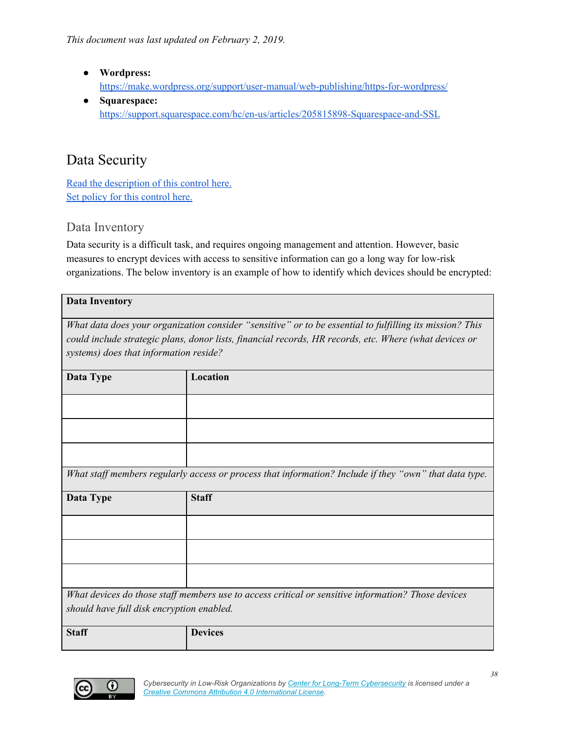*This document was last updated on February 2, 2019.*

- **Wordpress:** https://make.wordpress.org/support/user-manual/web-publishing/https-for-wordpress/
- **Squarespace:** https://support.squarespace.com/hc/en-us/articles/205815898-Squarespace-and-SSL

## Data Security

Read the description of this control here.
Set policy for this control here.

### Data Inventory

Data security is a difficult task, and requires ongoing management and attention. However, basic measures to encrypt devices with access to sensitive information can go a long way for low-risk organizations. The below inventory is an example of how to identify which devices should be encrypted:

| **Data Inventory** | |
|---|---|
| *What data does your organization consider "sensitive" or to be essential to fulfilling its mission? This could include strategic plans, donor lists, financial records, HR records, etc. Where (what devices or systems) does that information reside?* | |
| **Data Type** | **Location** |
| | |
| | |
| | |
| *What staff members regularly access or process that information? Include if they "own" that data type.* | |
| **Data Type** | **Staff** |
| | |
| | |
| | |
| *What devices do those staff members use to access critical or sensitive information? Those devices should have full disk encryption enabled.* | |
| **Staff** | **Devices** |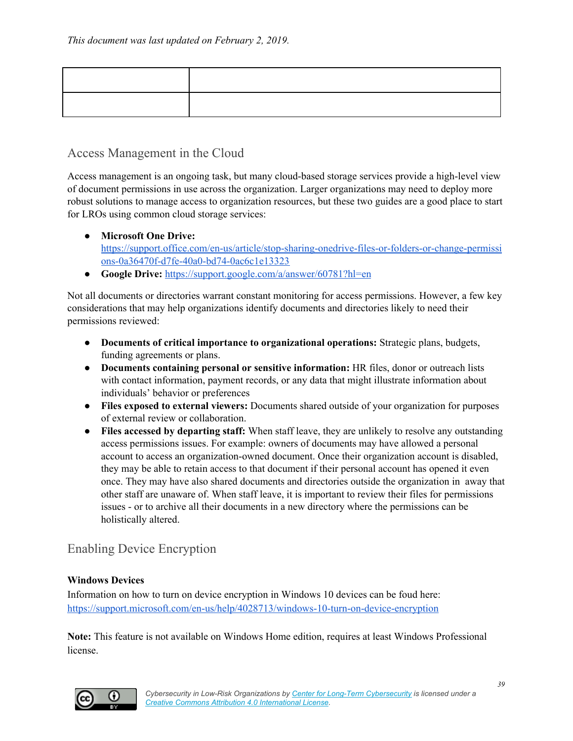*This document was last updated on February 2, 2019.*

| | |
|---|---|
| | |

## Access Management in the Cloud

Access management is an ongoing task, but many cloud-based storage services provide a high-level view of document permissions in use across the organization. Larger organizations may need to deploy more robust solutions to manage access to organization resources, but these two guides are a good place to start for LROs using common cloud storage services:

- **Microsoft One Drive:** https://support.office.com/en-us/article/stop-sharing-onedrive-files-or-folders-or-change-permissions-0a36470f-d7fe-40a0-bd74-0ac6c1e13323
- **Google Drive:** https://support.google.com/a/answer/60781?hl=en

Not all documents or directories warrant constant monitoring for access permissions. However, a few key considerations that may help organizations identify documents and directories likely to need their permissions reviewed:

- **Documents of critical importance to organizational operations:** Strategic plans, budgets, funding agreements or plans.
- **Documents containing personal or sensitive information:** HR files, donor or outreach lists with contact information, payment records, or any data that might illustrate information about individuals' behavior or preferences
- **Files exposed to external viewers:** Documents shared outside of your organization for purposes of external review or collaboration.
- **Files accessed by departing staff:** When staff leave, they are unlikely to resolve any outstanding access permissions issues. For example: owners of documents may have allowed a personal account to access an organization-owned document. Once their organization account is disabled, they may be able to retain access to that document if their personal account has opened it even once. They may have also shared documents and directories outside the organization in away that other staff are unaware of. When staff leave, it is important to review their files for permissions issues - or to archive all their documents in a new directory where the permissions can be holistically altered.

## Enabling Device Encryption

**Windows Devices**
Information on how to turn on device encryption in Windows 10 devices can be foud here: https://support.microsoft.com/en-us/help/4028713/windows-10-turn-on-device-encryption

**Note:** This feature is not available on Windows Home edition, requires at least Windows Professional license.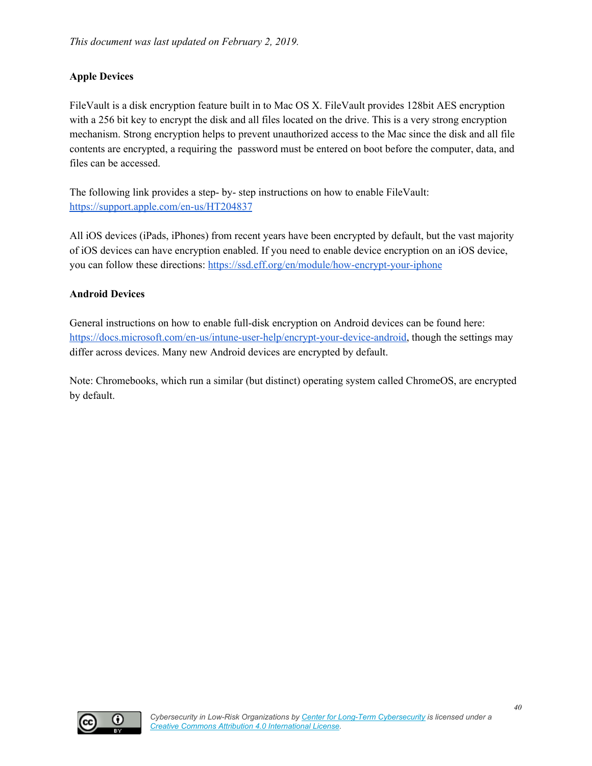*This document was last updated on February 2, 2019.*

**Apple Devices**

FileVault is a disk encryption feature built in to Mac OS X. FileVault provides 128bit AES encryption with a 256 bit key to encrypt the disk and all files located on the drive. This is a very strong encryption mechanism. Strong encryption helps to prevent unauthorized access to the Mac since the disk and all file contents are encrypted, a requiring the password must be entered on boot before the computer, data, and files can be accessed.

The following link provides a step- by- step instructions on how to enable FileVault: [https://support.apple.com/en-us/HT204837](https://support.apple.com/en-us/HT204837)

All iOS devices (iPads, iPhones) from recent years have been encrypted by default, but the vast majority of iOS devices can have encryption enabled. If you need to enable device encryption on an iOS device, you can follow these directions: [https://ssd.eff.org/en/module/how-encrypt-your-iphone](https://ssd.eff.org/en/module/how-encrypt-your-iphone)

**Android Devices**

General instructions on how to enable full-disk encryption on Android devices can be found here: [https://docs.microsoft.com/en-us/intune-user-help/encrypt-your-device-android](https://docs.microsoft.com/en-us/intune-user-help/encrypt-your-device-android), though the settings may differ across devices. Many new Android devices are encrypted by default.

Note: Chromebooks, which run a similar (but distinct) operating system called ChromeOS, are encrypted by default.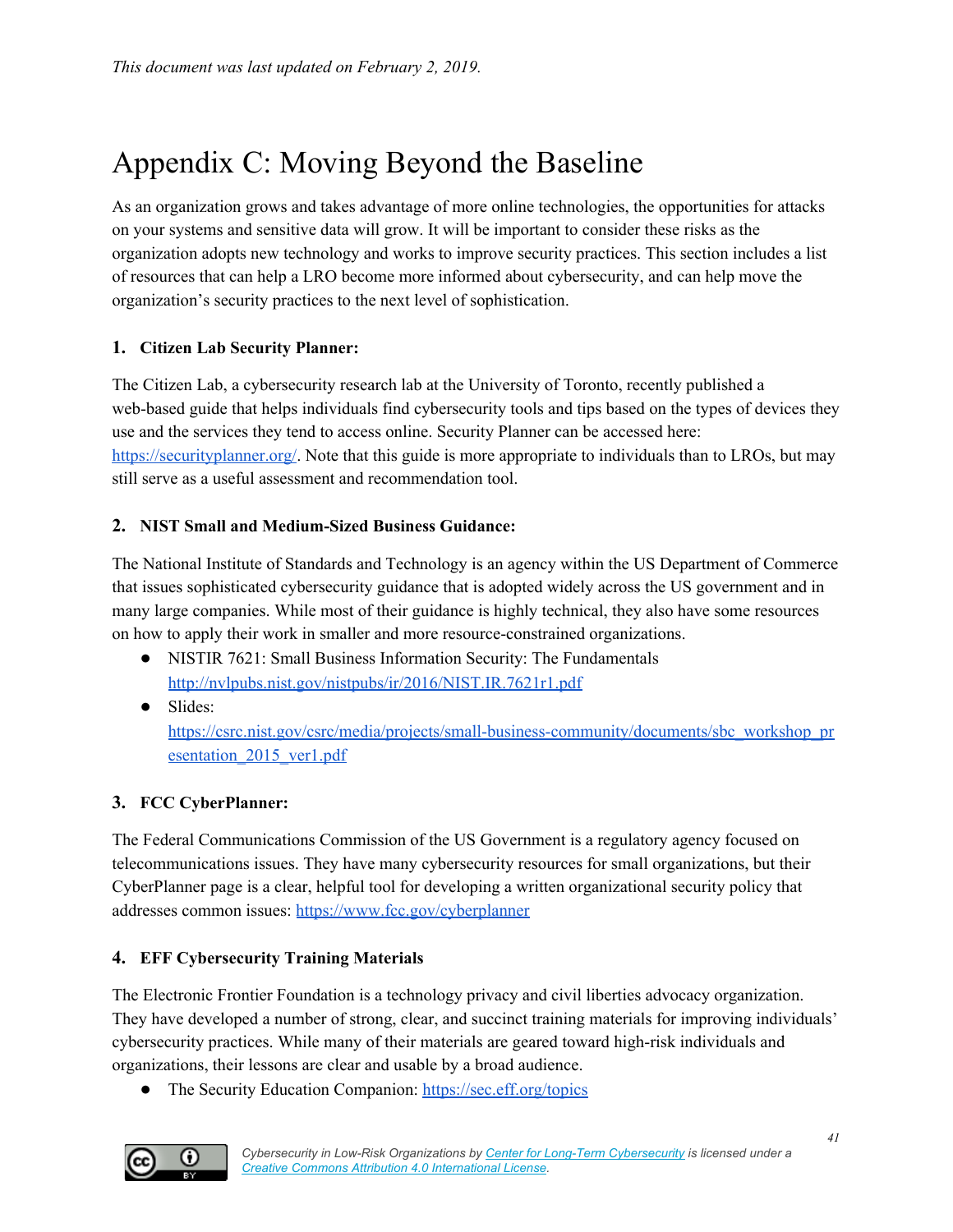*This document was last updated on February 2, 2019.*

# Appendix C: Moving Beyond the Baseline

As an organization grows and takes advantage of more online technologies, the opportunities for attacks on your systems and sensitive data will grow. It will be important to consider these risks as the organization adopts new technology and works to improve security practices. This section includes a list of resources that can help a LRO become more informed about cybersecurity, and can help move the organization's security practices to the next level of sophistication.

1. **Citizen Lab Security Planner:**

The Citizen Lab, a cybersecurity research lab at the University of Toronto, recently published a web-based guide that helps individuals find cybersecurity tools and tips based on the types of devices they use and the services they tend to access online. Security Planner can be accessed here: https://securityplanner.org/. Note that this guide is more appropriate to individuals than to LROs, but may still serve as a useful assessment and recommendation tool.

2. **NIST Small and Medium-Sized Business Guidance:**

The National Institute of Standards and Technology is an agency within the US Department of Commerce that issues sophisticated cybersecurity guidance that is adopted widely across the US government and in many large companies. While most of their guidance is highly technical, they also have some resources on how to apply their work in smaller and more resource-constrained organizations.

- NISTIR 7621: Small Business Information Security: The Fundamentals http://nvlpubs.nist.gov/nistpubs/ir/2016/NIST.IR.7621r1.pdf
- Slides: https://csrc.nist.gov/csrc/media/projects/small-business-community/documents/sbc_workshop_presentation_2015_ver1.pdf

3. **FCC CyberPlanner:**

The Federal Communications Commission of the US Government is a regulatory agency focused on telecommunications issues. They have many cybersecurity resources for small organizations, but their CyberPlanner page is a clear, helpful tool for developing a written organizational security policy that addresses common issues: https://www.fcc.gov/cyberplanner

4. **EFF Cybersecurity Training Materials**

The Electronic Frontier Foundation is a technology privacy and civil liberties advocacy organization. They have developed a number of strong, clear, and succinct training materials for improving individuals' cybersecurity practices. While many of their materials are geared toward high-risk individuals and organizations, their lessons are clear and usable by a broad audience.

- The Security Education Companion: https://sec.eff.org/topics

*Cybersecurity in Low-Risk Organizations by Center for Long-Term Cybersecurity is licensed under a Creative Commons Attribution 4.0 International License.*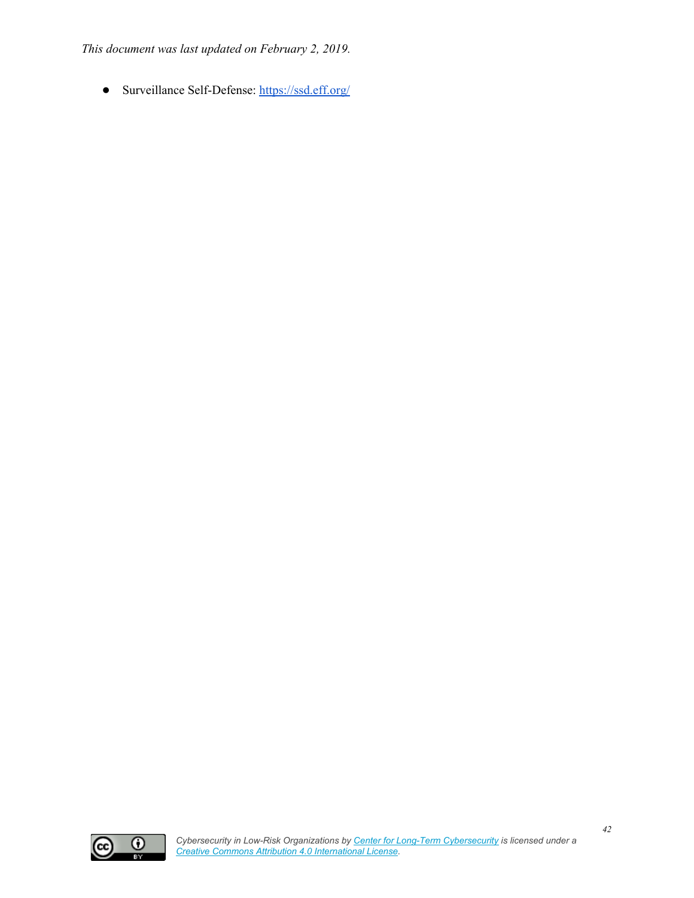*This document was last updated on February 2, 2019.*

- Surveillance Self-Defense: https://ssd.eff.org/

*Cybersecurity in Low-Risk Organizations by Center for Long-Term Cybersecurity is licensed under a Creative Commons Attribution 4.0 International License.*